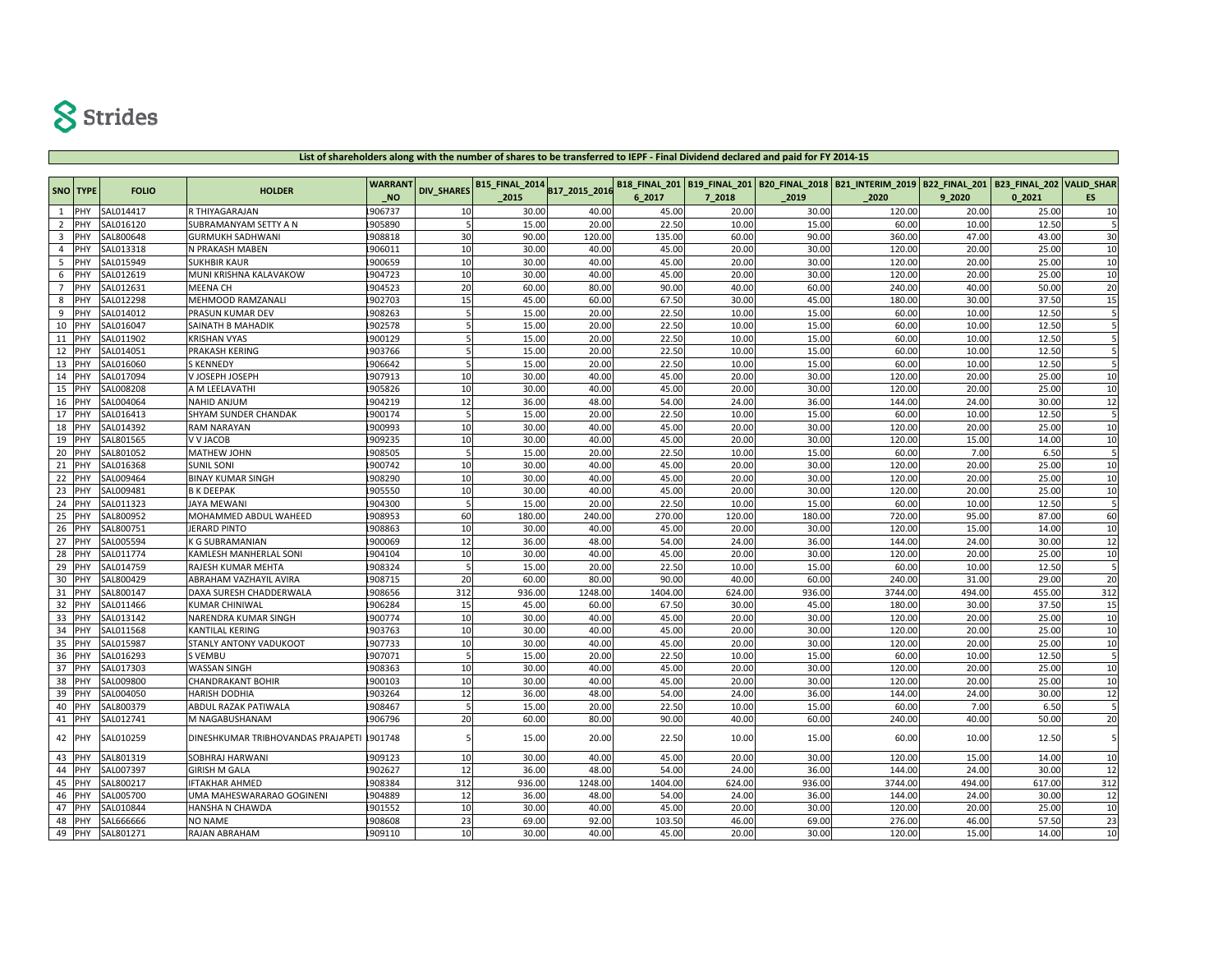Strides

## List of shareholders along with the number of shares to be transferred to IEPF - Final Dividend declared and paid for FY 2014-15

| SNO | TYPE | FOLIO | HOLDER | WARRANT_NO | DIV_SHARES | B15_FINAL_2014_2015 | B17_2015_2016 | B18_FINAL_2016_2017 | B19_FINAL_2017_2018 | B20_FINAL_2018_2019 | B21_INTERIM_2019_2020 | B22_FINAL_2019_2020 | B23_FINAL_2020_2021 | VALID_SHARES |
|---|---|---|---|---|---|---|---|---|---|---|---|---|---|---|
| 1 | PHY | SAL014417 | R THIYAGARAJAN | 1906737 | 10 | 30.00 | 40.00 | 45.00 | 20.00 | 30.00 | 120.00 | 20.00 | 25.00 | 10 |
| 2 | PHY | SAL016120 | SUBRAMANYAM SETTY A N | 1905890 | 5 | 15.00 | 20.00 | 22.50 | 10.00 | 15.00 | 60.00 | 10.00 | 12.50 | 5 |
| 3 | PHY | SAL800648 | GURMUKH SADHWANI | 1908818 | 30 | 90.00 | 120.00 | 135.00 | 60.00 | 90.00 | 360.00 | 47.00 | 43.00 | 30 |
| 4 | PHY | SAL013318 | N PRAKASH MABEN | 1906011 | 10 | 30.00 | 40.00 | 45.00 | 20.00 | 30.00 | 120.00 | 20.00 | 25.00 | 10 |
| 5 | PHY | SAL015949 | SUKHBIR KAUR | 1900659 | 10 | 30.00 | 40.00 | 45.00 | 20.00 | 30.00 | 120.00 | 20.00 | 25.00 | 10 |
| 6 | PHY | SAL012619 | MUNI KRISHNA KALAVAKOW | 1904723 | 10 | 30.00 | 40.00 | 45.00 | 20.00 | 30.00 | 120.00 | 20.00 | 25.00 | 10 |
| 7 | PHY | SAL012631 | MEENA CH | 1904523 | 20 | 60.00 | 80.00 | 90.00 | 40.00 | 60.00 | 240.00 | 40.00 | 50.00 | 20 |
| 8 | PHY | SAL012298 | MEHMOOD RAMZANALI | 1902703 | 15 | 45.00 | 60.00 | 67.50 | 30.00 | 45.00 | 180.00 | 30.00 | 37.50 | 15 |
| 9 | PHY | SAL014012 | PRASUN KUMAR DEV | 1908263 | 5 | 15.00 | 20.00 | 22.50 | 10.00 | 15.00 | 60.00 | 10.00 | 12.50 | 5 |
| 10 | PHY | SAL016047 | SAINATH B MAHADIK | 1902578 | 5 | 15.00 | 20.00 | 22.50 | 10.00 | 15.00 | 60.00 | 10.00 | 12.50 | 5 |
| 11 | PHY | SAL011902 | KRISHAN VYAS | 1900129 | 5 | 15.00 | 20.00 | 22.50 | 10.00 | 15.00 | 60.00 | 10.00 | 12.50 | 5 |
| 12 | PHY | SAL014051 | PRAKASH KERING | 1903766 | 5 | 15.00 | 20.00 | 22.50 | 10.00 | 15.00 | 60.00 | 10.00 | 12.50 | 5 |
| 13 | PHY | SAL016060 | S KENNEDY | 1906642 | 5 | 15.00 | 20.00 | 22.50 | 10.00 | 15.00 | 60.00 | 10.00 | 12.50 | 5 |
| 14 | PHY | SAL017094 | V JOSEPH JOSEPH | 1907913 | 10 | 30.00 | 40.00 | 45.00 | 20.00 | 30.00 | 120.00 | 20.00 | 25.00 | 10 |
| 15 | PHY | SAL008208 | A M LEELAVATHI | 1905826 | 10 | 30.00 | 40.00 | 45.00 | 20.00 | 30.00 | 120.00 | 20.00 | 25.00 | 10 |
| 16 | PHY | SAL004064 | NAHID ANJUM | 1904219 | 12 | 36.00 | 48.00 | 54.00 | 24.00 | 36.00 | 144.00 | 24.00 | 30.00 | 12 |
| 17 | PHY | SAL016413 | SHYAM SUNDER CHANDAK | 1900174 | 5 | 15.00 | 20.00 | 22.50 | 10.00 | 15.00 | 60.00 | 10.00 | 12.50 | 5 |
| 18 | PHY | SAL014392 | RAM NARAYAN | 1900993 | 10 | 30.00 | 40.00 | 45.00 | 20.00 | 30.00 | 120.00 | 20.00 | 25.00 | 10 |
| 19 | PHY | SAL801565 | V V JACOB | 1909235 | 10 | 30.00 | 40.00 | 45.00 | 20.00 | 30.00 | 120.00 | 15.00 | 14.00 | 10 |
| 20 | PHY | SAL801052 | MATHEW JOHN | 1908505 | 5 | 15.00 | 20.00 | 22.50 | 10.00 | 15.00 | 60.00 | 7.00 | 6.50 | 5 |
| 21 | PHY | SAL016368 | SUNIL SONI | 1900742 | 10 | 30.00 | 40.00 | 45.00 | 20.00 | 30.00 | 120.00 | 20.00 | 25.00 | 10 |
| 22 | PHY | SAL009464 | BINAY KUMAR SINGH | 1908290 | 10 | 30.00 | 40.00 | 45.00 | 20.00 | 30.00 | 120.00 | 20.00 | 25.00 | 10 |
| 23 | PHY | SAL009481 | B K DEEPAK | 1905550 | 10 | 30.00 | 40.00 | 45.00 | 20.00 | 30.00 | 120.00 | 20.00 | 25.00 | 10 |
| 24 | PHY | SAL011323 | JAYA MEWANI | 1904300 | 5 | 15.00 | 20.00 | 22.50 | 10.00 | 15.00 | 60.00 | 10.00 | 12.50 | 5 |
| 25 | PHY | SAL800952 | MOHAMMED ABDUL WAHEED | 1908953 | 60 | 180.00 | 240.00 | 270.00 | 120.00 | 180.00 | 720.00 | 95.00 | 87.00 | 60 |
| 26 | PHY | SAL800751 | JERARD PINTO | 1908863 | 10 | 30.00 | 40.00 | 45.00 | 20.00 | 30.00 | 120.00 | 15.00 | 14.00 | 10 |
| 27 | PHY | SAL005594 | K G SUBRAMANIAN | 1900069 | 12 | 36.00 | 48.00 | 54.00 | 24.00 | 36.00 | 144.00 | 24.00 | 30.00 | 12 |
| 28 | PHY | SAL011774 | KAMLESH MANHERLAL SONI | 1904104 | 10 | 30.00 | 40.00 | 45.00 | 20.00 | 30.00 | 120.00 | 20.00 | 25.00 | 10 |
| 29 | PHY | SAL014759 | RAJESH KUMAR MEHTA | 1908324 | 5 | 15.00 | 20.00 | 22.50 | 10.00 | 15.00 | 60.00 | 10.00 | 12.50 | 5 |
| 30 | PHY | SAL800429 | ABRAHAM VAZHAYIL AVIRA | 1908715 | 20 | 60.00 | 80.00 | 90.00 | 40.00 | 60.00 | 240.00 | 31.00 | 29.00 | 20 |
| 31 | PHY | SAL800147 | DAXA SURESH CHADDERWALA | 1908656 | 312 | 936.00 | 1248.00 | 1404.00 | 624.00 | 936.00 | 3744.00 | 494.00 | 455.00 | 312 |
| 32 | PHY | SAL011466 | KUMAR CHINIWAL | 1906284 | 15 | 45.00 | 60.00 | 67.50 | 30.00 | 45.00 | 180.00 | 30.00 | 37.50 | 15 |
| 33 | PHY | SAL013142 | NARENDRA KUMAR SINGH | 1900774 | 10 | 30.00 | 40.00 | 45.00 | 20.00 | 30.00 | 120.00 | 20.00 | 25.00 | 10 |
| 34 | PHY | SAL011568 | KANTILAL KERING | 1903763 | 10 | 30.00 | 40.00 | 45.00 | 20.00 | 30.00 | 120.00 | 20.00 | 25.00 | 10 |
| 35 | PHY | SAL015987 | STANLY ANTONY VADUKOOT | 1907733 | 10 | 30.00 | 40.00 | 45.00 | 20.00 | 30.00 | 120.00 | 20.00 | 25.00 | 10 |
| 36 | PHY | SAL016293 | S VEMBU | 1907071 | 5 | 15.00 | 20.00 | 22.50 | 10.00 | 15.00 | 60.00 | 10.00 | 12.50 | 5 |
| 37 | PHY | SAL017303 | WASSAN SINGH | 1908363 | 10 | 30.00 | 40.00 | 45.00 | 20.00 | 30.00 | 120.00 | 20.00 | 25.00 | 10 |
| 38 | PHY | SAL009800 | CHANDRAKANT BOHIR | 1900103 | 10 | 30.00 | 40.00 | 45.00 | 20.00 | 30.00 | 120.00 | 20.00 | 25.00 | 10 |
| 39 | PHY | SAL004050 | HARISH DODHIA | 1903264 | 12 | 36.00 | 48.00 | 54.00 | 24.00 | 36.00 | 144.00 | 24.00 | 30.00 | 12 |
| 40 | PHY | SAL800379 | ABDUL RAZAK PATIWALA | 1908467 | 5 | 15.00 | 20.00 | 22.50 | 10.00 | 15.00 | 60.00 | 7.00 | 6.50 | 5 |
| 41 | PHY | SAL012741 | M NAGABUSHANAM | 1906796 | 20 | 60.00 | 80.00 | 90.00 | 40.00 | 60.00 | 240.00 | 40.00 | 50.00 | 20 |
| 42 | PHY | SAL010259 | DINESHKUMAR TRIBHOVANDAS PRAJAPETI | 1901748 | 5 | 15.00 | 20.00 | 22.50 | 10.00 | 15.00 | 60.00 | 10.00 | 12.50 | 5 |
| 43 | PHY | SAL801319 | SOBHRAJ HARWANI | 1909123 | 10 | 30.00 | 40.00 | 45.00 | 20.00 | 30.00 | 120.00 | 15.00 | 14.00 | 10 |
| 44 | PHY | SAL007397 | GIRISH M GALA | 1902627 | 12 | 36.00 | 48.00 | 54.00 | 24.00 | 36.00 | 144.00 | 24.00 | 30.00 | 12 |
| 45 | PHY | SAL800217 | IFTAKHAR AHMED | 1908384 | 312 | 936.00 | 1248.00 | 1404.00 | 624.00 | 936.00 | 3744.00 | 494.00 | 617.00 | 312 |
| 46 | PHY | SAL005700 | UMA MAHESWARARAO GOGINENI | 1904889 | 12 | 36.00 | 48.00 | 54.00 | 24.00 | 36.00 | 144.00 | 24.00 | 30.00 | 12 |
| 47 | PHY | SAL010844 | HANSHA N CHAWDA | 1901552 | 10 | 30.00 | 40.00 | 45.00 | 20.00 | 30.00 | 120.00 | 20.00 | 25.00 | 10 |
| 48 | PHY | SAL666666 | NO NAME | 1908608 | 23 | 69.00 | 92.00 | 103.50 | 46.00 | 69.00 | 276.00 | 46.00 | 57.50 | 23 |
| 49 | PHY | SAL801271 | RAJAN ABRAHAM | 1909110 | 10 | 30.00 | 40.00 | 45.00 | 20.00 | 30.00 | 120.00 | 15.00 | 14.00 | 10 |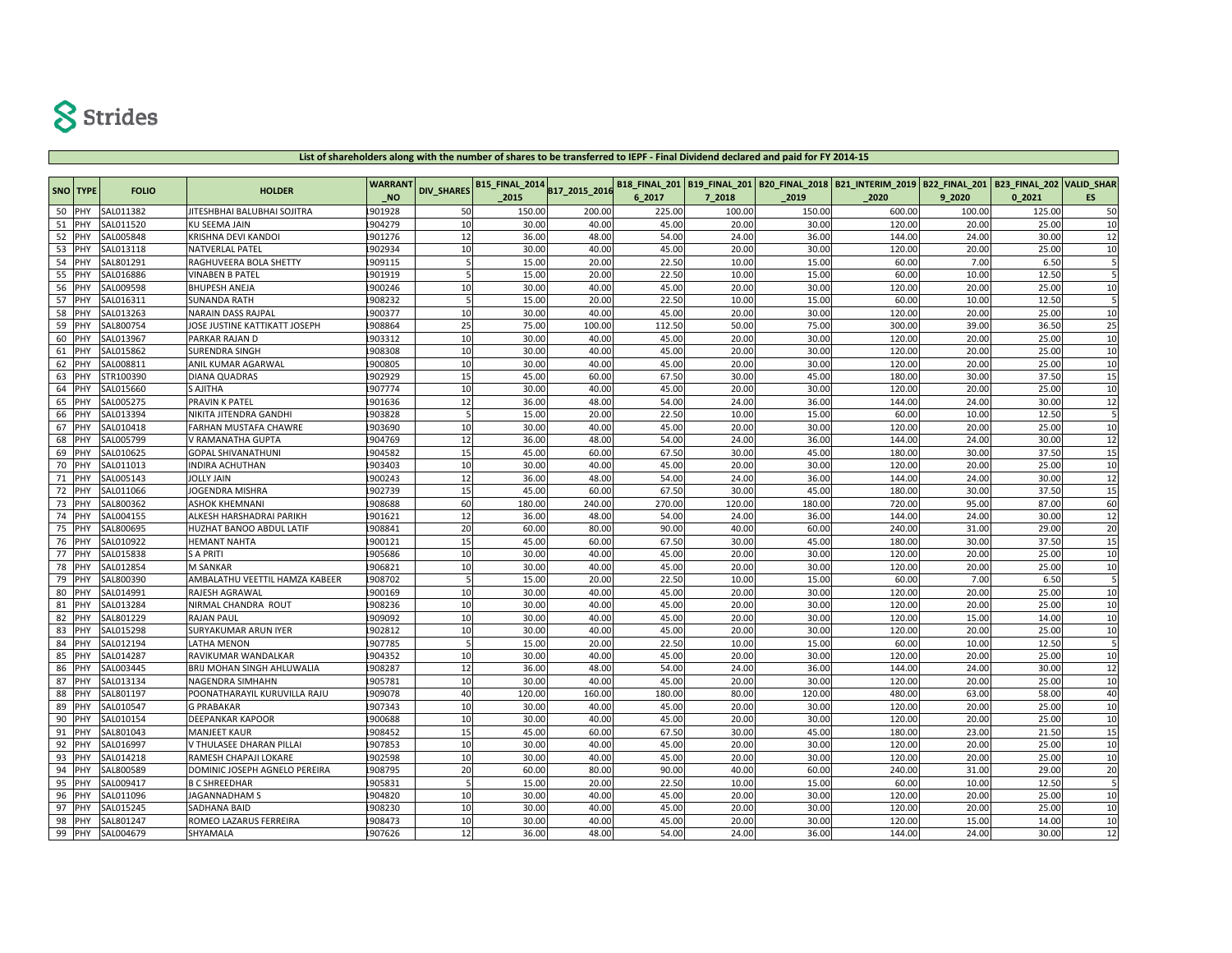Strides

**List of shareholders along with the number of shares to be transferred to IEPF - Final Dividend declared and paid for FY 2014-15**

| SNO | TYPE | FOLIO | HOLDER | WARRANT_NO | DIV_SHARES | B15_FINAL_2014_2015 | B17_2015_2016 | B18_FINAL_2016_2017 | B19_FINAL_2017_2018 | B20_FINAL_2018_2019 | B21_INTERIM_2019_2020 | B22_FINAL_2019_2020 | B23_FINAL_2020_2021 | VALID_SHARES |
|---|---|---|---|---|---|---|---|---|---|---|---|---|---|---|
| 50 | PHY | SAL011382 | JITESHBHAI BALUBHAI SOJITRA | 1901928 | 50 | 150.00 | 200.00 | 225.00 | 100.00 | 150.00 | 600.00 | 100.00 | 125.00 | 50 |
| 51 | PHY | SAL011520 | KU SEEMA JAIN | 1904279 | 10 | 30.00 | 40.00 | 45.00 | 20.00 | 30.00 | 120.00 | 20.00 | 25.00 | 10 |
| 52 | PHY | SAL005848 | KRISHNA DEVI KANDOI | 1901276 | 12 | 36.00 | 48.00 | 54.00 | 24.00 | 36.00 | 144.00 | 24.00 | 30.00 | 12 |
| 53 | PHY | SAL013118 | NATVERLAL PATEL | 1902934 | 10 | 30.00 | 40.00 | 45.00 | 20.00 | 30.00 | 120.00 | 20.00 | 25.00 | 10 |
| 54 | PHY | SAL801291 | RAGHUVEERA BOLA SHETTY | 1909115 | 5 | 15.00 | 20.00 | 22.50 | 10.00 | 15.00 | 60.00 | 7.00 | 6.50 | 5 |
| 55 | PHY | SAL016886 | VINABEN B PATEL | 1901919 | 5 | 15.00 | 20.00 | 22.50 | 10.00 | 15.00 | 60.00 | 10.00 | 12.50 | 5 |
| 56 | PHY | SAL009598 | BHUPESH ANEJA | 1900246 | 10 | 30.00 | 40.00 | 45.00 | 20.00 | 30.00 | 120.00 | 20.00 | 25.00 | 10 |
| 57 | PHY | SAL016311 | SUNANDA RATH | 1908232 | 5 | 15.00 | 20.00 | 22.50 | 10.00 | 15.00 | 60.00 | 10.00 | 12.50 | 5 |
| 58 | PHY | SAL013263 | NARAIN DASS RAJPAL | 1900377 | 10 | 30.00 | 40.00 | 45.00 | 20.00 | 30.00 | 120.00 | 20.00 | 25.00 | 10 |
| 59 | PHY | SAL800754 | JOSE JUSTINE KATTIKATT JOSEPH | 1908864 | 25 | 75.00 | 100.00 | 112.50 | 50.00 | 75.00 | 300.00 | 39.00 | 36.50 | 25 |
| 60 | PHY | SAL013967 | PARKAR RAJAN D | 1903312 | 10 | 30.00 | 40.00 | 45.00 | 20.00 | 30.00 | 120.00 | 20.00 | 25.00 | 10 |
| 61 | PHY | SAL015862 | SURENDRA SINGH | 1908308 | 10 | 30.00 | 40.00 | 45.00 | 20.00 | 30.00 | 120.00 | 20.00 | 25.00 | 10 |
| 62 | PHY | SAL008811 | ANIL KUMAR AGARWAL | 1900805 | 10 | 30.00 | 40.00 | 45.00 | 20.00 | 30.00 | 120.00 | 20.00 | 25.00 | 10 |
| 63 | PHY | STR100390 | DIANA QUADRAS | 1902929 | 15 | 45.00 | 60.00 | 67.50 | 30.00 | 45.00 | 180.00 | 30.00 | 37.50 | 15 |
| 64 | PHY | SAL015660 | S AJITHA | 1907774 | 10 | 30.00 | 40.00 | 45.00 | 20.00 | 30.00 | 120.00 | 20.00 | 25.00 | 10 |
| 65 | PHY | SAL005275 | PRAVIN K PATEL | 1901636 | 12 | 36.00 | 48.00 | 54.00 | 24.00 | 36.00 | 144.00 | 24.00 | 30.00 | 12 |
| 66 | PHY | SAL013394 | NIKITA JITENDRA GANDHI | 1903828 | 5 | 15.00 | 20.00 | 22.50 | 10.00 | 15.00 | 60.00 | 10.00 | 12.50 | 5 |
| 67 | PHY | SAL010418 | FARHAN MUSTAFA CHAWRE | 1903690 | 10 | 30.00 | 40.00 | 45.00 | 20.00 | 30.00 | 120.00 | 20.00 | 25.00 | 10 |
| 68 | PHY | SAL005799 | V RAMANATHA GUPTA | 1904769 | 12 | 36.00 | 48.00 | 54.00 | 24.00 | 36.00 | 144.00 | 24.00 | 30.00 | 12 |
| 69 | PHY | SAL010625 | GOPAL SHIVANATHUNI | 1904582 | 15 | 45.00 | 60.00 | 67.50 | 30.00 | 45.00 | 180.00 | 30.00 | 37.50 | 15 |
| 70 | PHY | SAL011013 | INDIRA ACHUTHAN | 1903403 | 10 | 30.00 | 40.00 | 45.00 | 20.00 | 30.00 | 120.00 | 20.00 | 25.00 | 10 |
| 71 | PHY | SAL005143 | JOLLY JAIN | 1900243 | 12 | 36.00 | 48.00 | 54.00 | 24.00 | 36.00 | 144.00 | 24.00 | 30.00 | 12 |
| 72 | PHY | SAL011066 | JOGENDRA MISHRA | 1902739 | 15 | 45.00 | 60.00 | 67.50 | 30.00 | 45.00 | 180.00 | 30.00 | 37.50 | 15 |
| 73 | PHY | SAL800362 | ASHOK KHEMNANI | 1908688 | 60 | 180.00 | 240.00 | 270.00 | 120.00 | 180.00 | 720.00 | 95.00 | 87.00 | 60 |
| 74 | PHY | SAL004155 | ALKESH HARSHADRAI PARIKH | 1901621 | 12 | 36.00 | 48.00 | 54.00 | 24.00 | 36.00 | 144.00 | 24.00 | 30.00 | 12 |
| 75 | PHY | SAL800695 | HUZHAT BANOO ABDUL LATIF | 1908841 | 20 | 60.00 | 80.00 | 90.00 | 40.00 | 60.00 | 240.00 | 31.00 | 29.00 | 20 |
| 76 | PHY | SAL010922 | HEMANT NAHTA | 1900121 | 15 | 45.00 | 60.00 | 67.50 | 30.00 | 45.00 | 180.00 | 30.00 | 37.50 | 15 |
| 77 | PHY | SAL015838 | S A PRITI | 1905686 | 10 | 30.00 | 40.00 | 45.00 | 20.00 | 30.00 | 120.00 | 20.00 | 25.00 | 10 |
| 78 | PHY | SAL012854 | M SANKAR | 1906821 | 10 | 30.00 | 40.00 | 45.00 | 20.00 | 30.00 | 120.00 | 20.00 | 25.00 | 10 |
| 79 | PHY | SAL800390 | AMBALATHU VEETTIL HAMZA KABEER | 1908702 | 5 | 15.00 | 20.00 | 22.50 | 10.00 | 15.00 | 60.00 | 7.00 | 6.50 | 5 |
| 80 | PHY | SAL014991 | RAJESH AGRAWAL | 1900169 | 10 | 30.00 | 40.00 | 45.00 | 20.00 | 30.00 | 120.00 | 20.00 | 25.00 | 10 |
| 81 | PHY | SAL013284 | NIRMAL CHANDRA ROUT | 1908236 | 10 | 30.00 | 40.00 | 45.00 | 20.00 | 30.00 | 120.00 | 20.00 | 25.00 | 10 |
| 82 | PHY | SAL801229 | RAJAN PAUL | 1909092 | 10 | 30.00 | 40.00 | 45.00 | 20.00 | 30.00 | 120.00 | 15.00 | 14.00 | 10 |
| 83 | PHY | SAL015298 | SURYAKUMAR ARUN IYER | 1902812 | 10 | 30.00 | 40.00 | 45.00 | 20.00 | 30.00 | 120.00 | 20.00 | 25.00 | 10 |
| 84 | PHY | SAL012194 | LATHA MENON | 1907785 | 5 | 15.00 | 20.00 | 22.50 | 10.00 | 15.00 | 60.00 | 10.00 | 12.50 | 5 |
| 85 | PHY | SAL014287 | RAVIKUMAR WANDALKAR | 1904352 | 10 | 30.00 | 40.00 | 45.00 | 20.00 | 30.00 | 120.00 | 20.00 | 25.00 | 10 |
| 86 | PHY | SAL003445 | BRIJ MOHAN SINGH AHLUWALIA | 1908287 | 12 | 36.00 | 48.00 | 54.00 | 24.00 | 36.00 | 144.00 | 24.00 | 30.00 | 12 |
| 87 | PHY | SAL013134 | NAGENDRA SIMHAHN | 1905781 | 10 | 30.00 | 40.00 | 45.00 | 20.00 | 30.00 | 120.00 | 20.00 | 25.00 | 10 |
| 88 | PHY | SAL801197 | POONATHARAYIL KURUVILLA RAJU | 1909078 | 40 | 120.00 | 160.00 | 180.00 | 80.00 | 120.00 | 480.00 | 63.00 | 58.00 | 40 |
| 89 | PHY | SAL010547 | G PRABAKAR | 1907343 | 10 | 30.00 | 40.00 | 45.00 | 20.00 | 30.00 | 120.00 | 20.00 | 25.00 | 10 |
| 90 | PHY | SAL010154 | DEEPANKAR KAPOOR | 1900688 | 10 | 30.00 | 40.00 | 45.00 | 20.00 | 30.00 | 120.00 | 20.00 | 25.00 | 10 |
| 91 | PHY | SAL801043 | MANJEET KAUR | 1908452 | 15 | 45.00 | 60.00 | 67.50 | 30.00 | 45.00 | 180.00 | 23.00 | 21.50 | 15 |
| 92 | PHY | SAL016997 | V THULASEE DHARAN PILLAI | 1907853 | 10 | 30.00 | 40.00 | 45.00 | 20.00 | 30.00 | 120.00 | 20.00 | 25.00 | 10 |
| 93 | PHY | SAL014218 | RAMESH CHAPAJI LOKARE | 1902598 | 10 | 30.00 | 40.00 | 45.00 | 20.00 | 30.00 | 120.00 | 20.00 | 25.00 | 10 |
| 94 | PHY | SAL800589 | DOMINIC JOSEPH AGNELO PEREIRA | 1908795 | 20 | 60.00 | 80.00 | 90.00 | 40.00 | 60.00 | 240.00 | 31.00 | 29.00 | 20 |
| 95 | PHY | SAL009417 | B C SHREEDHAR | 1905831 | 5 | 15.00 | 20.00 | 22.50 | 10.00 | 15.00 | 60.00 | 10.00 | 12.50 | 5 |
| 96 | PHY | SAL011096 | JAGANNADHAM S | 1904820 | 10 | 30.00 | 40.00 | 45.00 | 20.00 | 30.00 | 120.00 | 20.00 | 25.00 | 10 |
| 97 | PHY | SAL015245 | SADHANA BAID | 1908230 | 10 | 30.00 | 40.00 | 45.00 | 20.00 | 30.00 | 120.00 | 20.00 | 25.00 | 10 |
| 98 | PHY | SAL801247 | ROMEO LAZARUS FERREIRA | 1908473 | 10 | 30.00 | 40.00 | 45.00 | 20.00 | 30.00 | 120.00 | 15.00 | 14.00 | 10 |
| 99 | PHY | SAL004679 | SHYAMALA | 1907626 | 12 | 36.00 | 48.00 | 54.00 | 24.00 | 36.00 | 144.00 | 24.00 | 30.00 | 12 |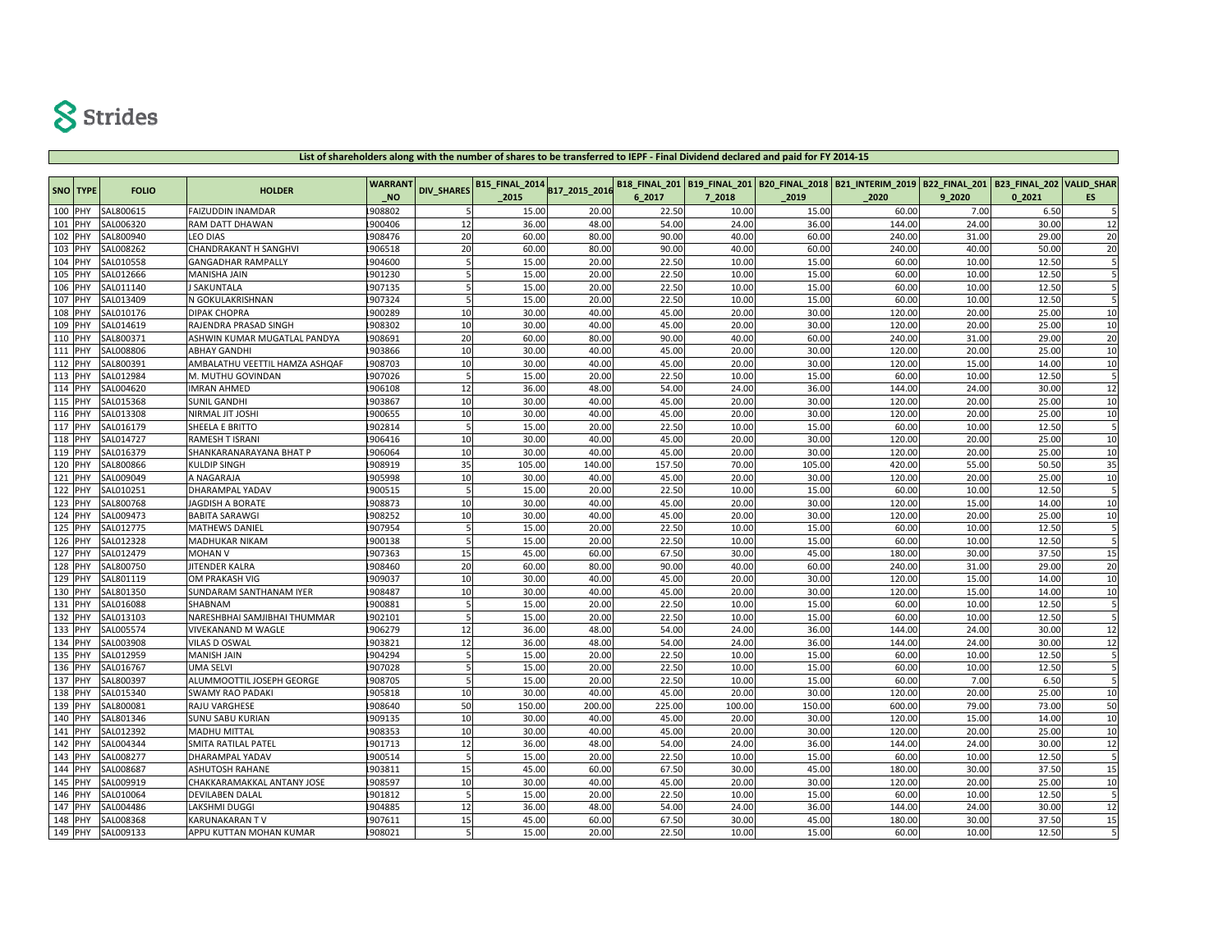Strides

## List of shareholders along with the number of shares to be transferred to IEPF - Final Dividend declared and paid for FY 2014-15

| SNO | TYPE | FOLIO | HOLDER | WARRANT_NO | DIV_SHARES | B15_FINAL_2014_2015 | B17_2015_2016 | B18_FINAL_2016_2017 | B19_FINAL_2017_2018 | B20_FINAL_2018_2019 | B21_INTERIM_2019_2020 | B22_FINAL_2019_2020 | B23_FINAL_2020_2021 | VALID_SHARES |
|---|---|---|---|---|---|---|---|---|---|---|---|---|---|---|
| 100 | PHY | SAL800615 | FAIZUDDIN INAMDAR | 1908802 | 5 | 15.00 | 20.00 | 22.50 | 10.00 | 15.00 | 60.00 | 7.00 | 6.50 | 5 |
| 101 | PHY | SAL006320 | RAM DATT DHAWAN | 1900406 | 12 | 36.00 | 48.00 | 54.00 | 24.00 | 36.00 | 144.00 | 24.00 | 30.00 | 12 |
| 102 | PHY | SAL800940 | LEO DIAS | 1908476 | 20 | 60.00 | 80.00 | 90.00 | 40.00 | 60.00 | 240.00 | 31.00 | 29.00 | 20 |
| 103 | PHY | SAL008262 | CHANDRAKANT H SANGHVI | 1906518 | 20 | 60.00 | 80.00 | 90.00 | 40.00 | 60.00 | 240.00 | 40.00 | 50.00 | 20 |
| 104 | PHY | SAL010558 | GANGADHAR RAMPALLY | 1904600 | 5 | 15.00 | 20.00 | 22.50 | 10.00 | 15.00 | 60.00 | 10.00 | 12.50 | 5 |
| 105 | PHY | SAL012666 | MANISHA JAIN | 1901230 | 5 | 15.00 | 20.00 | 22.50 | 10.00 | 15.00 | 60.00 | 10.00 | 12.50 | 5 |
| 106 | PHY | SAL011140 | J SAKUNTALA | 1907135 | 5 | 15.00 | 20.00 | 22.50 | 10.00 | 15.00 | 60.00 | 10.00 | 12.50 | 5 |
| 107 | PHY | SAL013409 | N GOKULAKRISHNAN | 1907324 | 5 | 15.00 | 20.00 | 22.50 | 10.00 | 15.00 | 60.00 | 10.00 | 12.50 | 5 |
| 108 | PHY | SAL010176 | DIPAK CHOPRA | 1900289 | 10 | 30.00 | 40.00 | 45.00 | 20.00 | 30.00 | 120.00 | 20.00 | 25.00 | 10 |
| 109 | PHY | SAL014619 | RAJENDRA PRASAD SINGH | 1908302 | 10 | 30.00 | 40.00 | 45.00 | 20.00 | 30.00 | 120.00 | 20.00 | 25.00 | 10 |
| 110 | PHY | SAL800371 | ASHWIN KUMAR MUGATLAL PANDYA | 1908691 | 20 | 60.00 | 80.00 | 90.00 | 40.00 | 60.00 | 240.00 | 31.00 | 29.00 | 20 |
| 111 | PHY | SAL008806 | ABHAY GANDHI | 1903866 | 10 | 30.00 | 40.00 | 45.00 | 20.00 | 30.00 | 120.00 | 20.00 | 25.00 | 10 |
| 112 | PHY | SAL800391 | AMBALATHU VEETTIL HAMZA ASHQAF | 1908703 | 10 | 30.00 | 40.00 | 45.00 | 20.00 | 30.00 | 120.00 | 15.00 | 14.00 | 10 |
| 113 | PHY | SAL012984 | M. MUTHU GOVINDAN | 1907026 | 5 | 15.00 | 20.00 | 22.50 | 10.00 | 15.00 | 60.00 | 10.00 | 12.50 | 5 |
| 114 | PHY | SAL004620 | IMRAN AHMED | 1906108 | 12 | 36.00 | 48.00 | 54.00 | 24.00 | 36.00 | 144.00 | 24.00 | 30.00 | 12 |
| 115 | PHY | SAL015368 | SUNIL GANDHI | 1903867 | 10 | 30.00 | 40.00 | 45.00 | 20.00 | 30.00 | 120.00 | 20.00 | 25.00 | 10 |
| 116 | PHY | SAL013308 | NIRMAL JIT JOSHI | 1900655 | 10 | 30.00 | 40.00 | 45.00 | 20.00 | 30.00 | 120.00 | 20.00 | 25.00 | 10 |
| 117 | PHY | SAL016179 | SHEELA E BRITTO | 1902814 | 5 | 15.00 | 20.00 | 22.50 | 10.00 | 15.00 | 60.00 | 10.00 | 12.50 | 5 |
| 118 | PHY | SAL014727 | RAMESH T ISRANI | 1906416 | 10 | 30.00 | 40.00 | 45.00 | 20.00 | 30.00 | 120.00 | 20.00 | 25.00 | 10 |
| 119 | PHY | SAL016379 | SHANKARANARAYANA BHAT P | 1906064 | 10 | 30.00 | 40.00 | 45.00 | 20.00 | 30.00 | 120.00 | 20.00 | 25.00 | 10 |
| 120 | PHY | SAL800866 | KULDIP SINGH | 1908919 | 35 | 105.00 | 140.00 | 157.50 | 70.00 | 105.00 | 420.00 | 55.00 | 50.50 | 35 |
| 121 | PHY | SAL009049 | A NAGARAJA | 1905998 | 10 | 30.00 | 40.00 | 45.00 | 20.00 | 30.00 | 120.00 | 20.00 | 25.00 | 10 |
| 122 | PHY | SAL010251 | DHARAMPAL YADAV | 1900515 | 5 | 15.00 | 20.00 | 22.50 | 10.00 | 15.00 | 60.00 | 10.00 | 12.50 | 5 |
| 123 | PHY | SAL800768 | JAGDISH A BORATE | 1908873 | 10 | 30.00 | 40.00 | 45.00 | 20.00 | 30.00 | 120.00 | 15.00 | 14.00 | 10 |
| 124 | PHY | SAL009473 | BABITA SARAWGI | 1908252 | 10 | 30.00 | 40.00 | 45.00 | 20.00 | 30.00 | 120.00 | 20.00 | 25.00 | 10 |
| 125 | PHY | SAL012775 | MATHEWS DANIEL | 1907954 | 5 | 15.00 | 20.00 | 22.50 | 10.00 | 15.00 | 60.00 | 10.00 | 12.50 | 5 |
| 126 | PHY | SAL012328 | MADHUKAR NIKAM | 1900138 | 5 | 15.00 | 20.00 | 22.50 | 10.00 | 15.00 | 60.00 | 10.00 | 12.50 | 5 |
| 127 | PHY | SAL012479 | MOHAN V | 1907363 | 15 | 45.00 | 60.00 | 67.50 | 30.00 | 45.00 | 180.00 | 30.00 | 37.50 | 15 |
| 128 | PHY | SAL800750 | JITENDER KALRA | 1908460 | 20 | 60.00 | 80.00 | 90.00 | 40.00 | 60.00 | 240.00 | 31.00 | 29.00 | 20 |
| 129 | PHY | SAL801119 | OM PRAKASH VIG | 1909037 | 10 | 30.00 | 40.00 | 45.00 | 20.00 | 30.00 | 120.00 | 15.00 | 14.00 | 10 |
| 130 | PHY | SAL801350 | SUNDARAM SANTHANAM IYER | 1908487 | 10 | 30.00 | 40.00 | 45.00 | 20.00 | 30.00 | 120.00 | 15.00 | 14.00 | 10 |
| 131 | PHY | SAL016088 | SHABNAM | 1900881 | 5 | 15.00 | 20.00 | 22.50 | 10.00 | 15.00 | 60.00 | 10.00 | 12.50 | 5 |
| 132 | PHY | SAL013103 | NARESHBHAI SAMJIBHAI THUMMAR | 1902101 | 5 | 15.00 | 20.00 | 22.50 | 10.00 | 15.00 | 60.00 | 10.00 | 12.50 | 5 |
| 133 | PHY | SAL005574 | VIVEKANAND M WAGLE | 1906279 | 12 | 36.00 | 48.00 | 54.00 | 24.00 | 36.00 | 144.00 | 24.00 | 30.00 | 12 |
| 134 | PHY | SAL003908 | VILAS D OSWAL | 1903821 | 12 | 36.00 | 48.00 | 54.00 | 24.00 | 36.00 | 144.00 | 24.00 | 30.00 | 12 |
| 135 | PHY | SAL012959 | MANISH JAIN | 1904294 | 5 | 15.00 | 20.00 | 22.50 | 10.00 | 15.00 | 60.00 | 10.00 | 12.50 | 5 |
| 136 | PHY | SAL016767 | UMA SELVI | 1907028 | 5 | 15.00 | 20.00 | 22.50 | 10.00 | 15.00 | 60.00 | 10.00 | 12.50 | 5 |
| 137 | PHY | SAL800397 | ALUMMOOTTIL JOSEPH GEORGE | 1908705 | 5 | 15.00 | 20.00 | 22.50 | 10.00 | 15.00 | 60.00 | 7.00 | 6.50 | 5 |
| 138 | PHY | SAL015340 | SWAMY RAO PADAKI | 1905818 | 10 | 30.00 | 40.00 | 45.00 | 20.00 | 30.00 | 120.00 | 20.00 | 25.00 | 10 |
| 139 | PHY | SAL800081 | RAJU VARGHESE | 1908640 | 50 | 150.00 | 200.00 | 225.00 | 100.00 | 150.00 | 600.00 | 79.00 | 73.00 | 50 |
| 140 | PHY | SAL801346 | SUNU SABU KURIAN | 1909135 | 10 | 30.00 | 40.00 | 45.00 | 20.00 | 30.00 | 120.00 | 15.00 | 14.00 | 10 |
| 141 | PHY | SAL012392 | MADHU MITTAL | 1908353 | 10 | 30.00 | 40.00 | 45.00 | 20.00 | 30.00 | 120.00 | 20.00 | 25.00 | 10 |
| 142 | PHY | SAL004344 | SMITA RATILAL PATEL | 1901713 | 12 | 36.00 | 48.00 | 54.00 | 24.00 | 36.00 | 144.00 | 24.00 | 30.00 | 12 |
| 143 | PHY | SAL008277 | DHARAMPAL YADAV | 1900514 | 5 | 15.00 | 20.00 | 22.50 | 10.00 | 15.00 | 60.00 | 10.00 | 12.50 | 5 |
| 144 | PHY | SAL008687 | ASHUTOSH RAHANE | 1903811 | 15 | 45.00 | 60.00 | 67.50 | 30.00 | 45.00 | 180.00 | 30.00 | 37.50 | 15 |
| 145 | PHY | SAL009919 | CHAKKARAMAKKAL ANTANY JOSE | 1908597 | 10 | 30.00 | 40.00 | 45.00 | 20.00 | 30.00 | 120.00 | 20.00 | 25.00 | 10 |
| 146 | PHY | SAL010064 | DEVILABEN DALAL | 1901812 | 5 | 15.00 | 20.00 | 22.50 | 10.00 | 15.00 | 60.00 | 10.00 | 12.50 | 5 |
| 147 | PHY | SAL004486 | LAKSHMI DUGGI | 1904885 | 12 | 36.00 | 48.00 | 54.00 | 24.00 | 36.00 | 144.00 | 24.00 | 30.00 | 12 |
| 148 | PHY | SAL008368 | KARUNAKARAN T V | 1907611 | 15 | 45.00 | 60.00 | 67.50 | 30.00 | 45.00 | 180.00 | 30.00 | 37.50 | 15 |
| 149 | PHY | SAL009133 | APPU KUTTAN MOHAN KUMAR | 1908021 | 5 | 15.00 | 20.00 | 22.50 | 10.00 | 15.00 | 60.00 | 10.00 | 12.50 | 5 |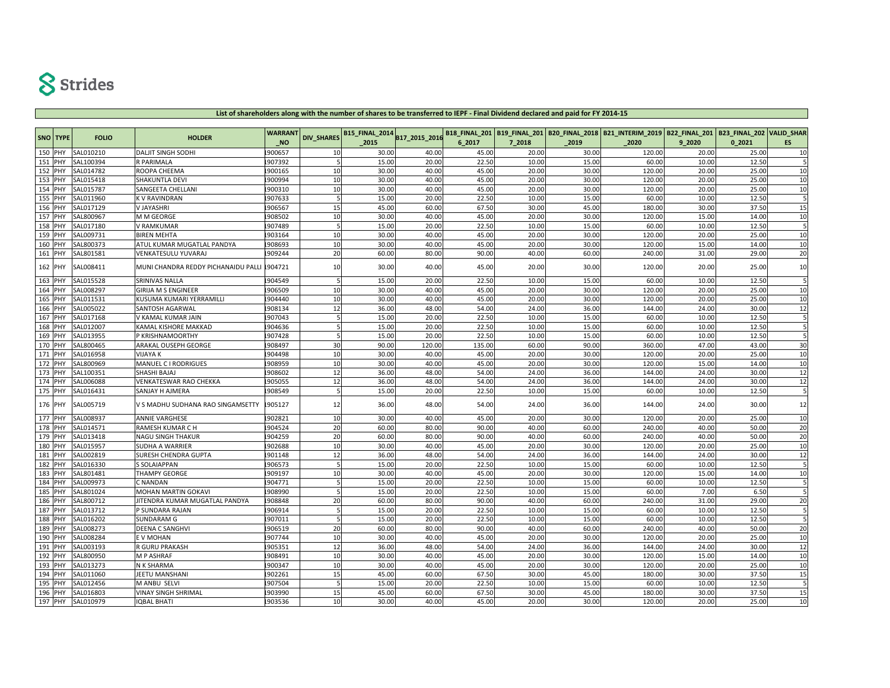Strides

**List of shareholders along with the number of shares to be transferred to IEPF - Final Dividend declared and paid for FY 2014-15**

| SNO | TYPE | FOLIO | HOLDER | WARRANT_NO | DIV_SHARES | B15_FINAL_2014_2015 | B17_2015_2016 | B18_FINAL_2016_2017 | B19_FINAL_2017_2018 | B20_FINAL_2018_2019 | B21_INTERIM_2019_2020 | B22_FINAL_2019_2020 | B23_FINAL_2020_2021 | VALID_SHARES |
|---|---|---|---|---|---|---|---|---|---|---|---|---|---|---|
| 150 | PHY | SAL010210 | DALJIT SINGH SODHI | 1900657 | 10 | 30.00 | 40.00 | 45.00 | 20.00 | 30.00 | 120.00 | 20.00 | 25.00 | 10 |
| 151 | PHY | SAL100394 | R PARIMALA | 1907392 | 5 | 15.00 | 20.00 | 22.50 | 10.00 | 15.00 | 60.00 | 10.00 | 12.50 | 5 |
| 152 | PHY | SAL014782 | ROOPA CHEEMA | 1900165 | 10 | 30.00 | 40.00 | 45.00 | 20.00 | 30.00 | 120.00 | 20.00 | 25.00 | 10 |
| 153 | PHY | SAL015418 | SHAKUNTLA DEVI | 1900994 | 10 | 30.00 | 40.00 | 45.00 | 20.00 | 30.00 | 120.00 | 20.00 | 25.00 | 10 |
| 154 | PHY | SAL015787 | SANGEETA CHELLANI | 1900310 | 10 | 30.00 | 40.00 | 45.00 | 20.00 | 30.00 | 120.00 | 20.00 | 25.00 | 10 |
| 155 | PHY | SAL011960 | K V RAVINDRAN | 1907633 | 5 | 15.00 | 20.00 | 22.50 | 10.00 | 15.00 | 60.00 | 10.00 | 12.50 | 5 |
| 156 | PHY | SAL017129 | V JAYASHRI | 1906567 | 15 | 45.00 | 60.00 | 67.50 | 30.00 | 45.00 | 180.00 | 30.00 | 37.50 | 15 |
| 157 | PHY | SAL800967 | M M GEORGE | 1908502 | 10 | 30.00 | 40.00 | 45.00 | 20.00 | 30.00 | 120.00 | 15.00 | 14.00 | 10 |
| 158 | PHY | SAL017180 | V RAMKUMAR | 1907489 | 5 | 15.00 | 20.00 | 22.50 | 10.00 | 15.00 | 60.00 | 10.00 | 12.50 | 5 |
| 159 | PHY | SAL009731 | BIREN MEHTA | 1903164 | 10 | 30.00 | 40.00 | 45.00 | 20.00 | 30.00 | 120.00 | 20.00 | 25.00 | 10 |
| 160 | PHY | SAL800373 | ATUL KUMAR MUGATLAL PANDYA | 1908693 | 10 | 30.00 | 40.00 | 45.00 | 20.00 | 30.00 | 120.00 | 15.00 | 14.00 | 10 |
| 161 | PHY | SAL801581 | VENKATESULU YUVARAJ | 1909244 | 20 | 60.00 | 80.00 | 90.00 | 40.00 | 60.00 | 240.00 | 31.00 | 29.00 | 20 |
| 162 | PHY | SAL008411 | MUNI CHANDRA REDDY PICHANAIDU PALLI | 1904721 | 10 | 30.00 | 40.00 | 45.00 | 20.00 | 30.00 | 120.00 | 20.00 | 25.00 | 10 |
| 163 | PHY | SAL015528 | SRINIVAS NALLA | 1904549 | 5 | 15.00 | 20.00 | 22.50 | 10.00 | 15.00 | 60.00 | 10.00 | 12.50 | 5 |
| 164 | PHY | SAL008297 | GIRIJA M S ENGINEER | 1906509 | 10 | 30.00 | 40.00 | 45.00 | 20.00 | 30.00 | 120.00 | 20.00 | 25.00 | 10 |
| 165 | PHY | SAL011531 | KUSUMA KUMARI YERRAMILLI | 1904440 | 10 | 30.00 | 40.00 | 45.00 | 20.00 | 30.00 | 120.00 | 20.00 | 25.00 | 10 |
| 166 | PHY | SAL005022 | SANTOSH AGARWAL | 1908134 | 12 | 36.00 | 48.00 | 54.00 | 24.00 | 36.00 | 144.00 | 24.00 | 30.00 | 12 |
| 167 | PHY | SAL017168 | V KAMAL KUMAR JAIN | 1907043 | 5 | 15.00 | 20.00 | 22.50 | 10.00 | 15.00 | 60.00 | 10.00 | 12.50 | 5 |
| 168 | PHY | SAL012007 | KAMAL KISHORE MAKKAD | 1904636 | 5 | 15.00 | 20.00 | 22.50 | 10.00 | 15.00 | 60.00 | 10.00 | 12.50 | 5 |
| 169 | PHY | SAL013955 | P KRISHNAMOORTHY | 1907428 | 5 | 15.00 | 20.00 | 22.50 | 10.00 | 15.00 | 60.00 | 10.00 | 12.50 | 5 |
| 170 | PHY | SAL800465 | ARAKAL OUSEPH GEORGE | 1908497 | 30 | 90.00 | 120.00 | 135.00 | 60.00 | 90.00 | 360.00 | 47.00 | 43.00 | 30 |
| 171 | PHY | SAL016958 | VIJAYA K | 1904498 | 10 | 30.00 | 40.00 | 45.00 | 20.00 | 30.00 | 120.00 | 20.00 | 25.00 | 10 |
| 172 | PHY | SAL800969 | MANUEL C I RODRIGUES | 1908959 | 10 | 30.00 | 40.00 | 45.00 | 20.00 | 30.00 | 120.00 | 15.00 | 14.00 | 10 |
| 173 | PHY | SAL100351 | SHASHI BAJAJ | 1908602 | 12 | 36.00 | 48.00 | 54.00 | 24.00 | 36.00 | 144.00 | 24.00 | 30.00 | 12 |
| 174 | PHY | SAL006088 | VENKATESWAR RAO CHEKKA | 1905055 | 12 | 36.00 | 48.00 | 54.00 | 24.00 | 36.00 | 144.00 | 24.00 | 30.00 | 12 |
| 175 | PHY | SAL016431 | SANJAY H AJMERA | 1908549 | 5 | 15.00 | 20.00 | 22.50 | 10.00 | 15.00 | 60.00 | 10.00 | 12.50 | 5 |
| 176 | PHY | SAL005719 | V S MADHU SUDHANA RAO SINGAMSETTY | 1905127 | 12 | 36.00 | 48.00 | 54.00 | 24.00 | 36.00 | 144.00 | 24.00 | 30.00 | 12 |
| 177 | PHY | SAL008937 | ANNIE VARGHESE | 1902821 | 10 | 30.00 | 40.00 | 45.00 | 20.00 | 30.00 | 120.00 | 20.00 | 25.00 | 10 |
| 178 | PHY | SAL014571 | RAMESH KUMAR C H | 1904524 | 20 | 60.00 | 80.00 | 90.00 | 40.00 | 60.00 | 240.00 | 40.00 | 50.00 | 20 |
| 179 | PHY | SAL013418 | NAGU SINGH THAKUR | 1904259 | 20 | 60.00 | 80.00 | 90.00 | 40.00 | 60.00 | 240.00 | 40.00 | 50.00 | 20 |
| 180 | PHY | SAL015957 | SUDHA A WARRIER | 1902688 | 10 | 30.00 | 40.00 | 45.00 | 20.00 | 30.00 | 120.00 | 20.00 | 25.00 | 10 |
| 181 | PHY | SAL002819 | SURESH CHENDRA GUPTA | 1901148 | 12 | 36.00 | 48.00 | 54.00 | 24.00 | 36.00 | 144.00 | 24.00 | 30.00 | 12 |
| 182 | PHY | SAL016330 | S SOLAIAPPAN | 1906573 | 5 | 15.00 | 20.00 | 22.50 | 10.00 | 15.00 | 60.00 | 10.00 | 12.50 | 5 |
| 183 | PHY | SAL801481 | THAMPY GEORGE | 1909197 | 10 | 30.00 | 40.00 | 45.00 | 20.00 | 30.00 | 120.00 | 15.00 | 14.00 | 10 |
| 184 | PHY | SAL009973 | C NANDAN | 1904771 | 5 | 15.00 | 20.00 | 22.50 | 10.00 | 15.00 | 60.00 | 10.00 | 12.50 | 5 |
| 185 | PHY | SAL801024 | MOHAN MARTIN GOKAVI | 1908990 | 5 | 15.00 | 20.00 | 22.50 | 10.00 | 15.00 | 60.00 | 7.00 | 6.50 | 5 |
| 186 | PHY | SAL800712 | JITENDRA KUMAR MUGATLAL PANDYA | 1908848 | 20 | 60.00 | 80.00 | 90.00 | 40.00 | 60.00 | 240.00 | 31.00 | 29.00 | 20 |
| 187 | PHY | SAL013712 | P SUNDARA RAJAN | 1906914 | 5 | 15.00 | 20.00 | 22.50 | 10.00 | 15.00 | 60.00 | 10.00 | 12.50 | 5 |
| 188 | PHY | SAL016202 | SUNDARAM G | 1907011 | 5 | 15.00 | 20.00 | 22.50 | 10.00 | 15.00 | 60.00 | 10.00 | 12.50 | 5 |
| 189 | PHY | SAL008273 | DEENA C SANGHVI | 1906519 | 20 | 60.00 | 80.00 | 90.00 | 40.00 | 60.00 | 240.00 | 40.00 | 50.00 | 20 |
| 190 | PHY | SAL008284 | E V MOHAN | 1907744 | 10 | 30.00 | 40.00 | 45.00 | 20.00 | 30.00 | 120.00 | 20.00 | 25.00 | 10 |
| 191 | PHY | SAL003193 | R GURU PRAKASH | 1905351 | 12 | 36.00 | 48.00 | 54.00 | 24.00 | 36.00 | 144.00 | 24.00 | 30.00 | 12 |
| 192 | PHY | SAL800950 | M P ASHRAF | 1908491 | 10 | 30.00 | 40.00 | 45.00 | 20.00 | 30.00 | 120.00 | 15.00 | 14.00 | 10 |
| 193 | PHY | SAL013273 | N K SHARMA | 1900347 | 10 | 30.00 | 40.00 | 45.00 | 20.00 | 30.00 | 120.00 | 20.00 | 25.00 | 10 |
| 194 | PHY | SAL011060 | JEETU MANSHANI | 1902261 | 15 | 45.00 | 60.00 | 67.50 | 30.00 | 45.00 | 180.00 | 30.00 | 37.50 | 15 |
| 195 | PHY | SAL012456 | M ANBU SELVI | 1907504 | 5 | 15.00 | 20.00 | 22.50 | 10.00 | 15.00 | 60.00 | 10.00 | 12.50 | 5 |
| 196 | PHY | SAL016803 | VINAY SINGH SHRIMAL | 1903990 | 15 | 45.00 | 60.00 | 67.50 | 30.00 | 45.00 | 180.00 | 30.00 | 37.50 | 15 |
| 197 | PHY | SAL010979 | IQBAL BHATI | 1903536 | 10 | 30.00 | 40.00 | 45.00 | 20.00 | 30.00 | 120.00 | 20.00 | 25.00 | 10 |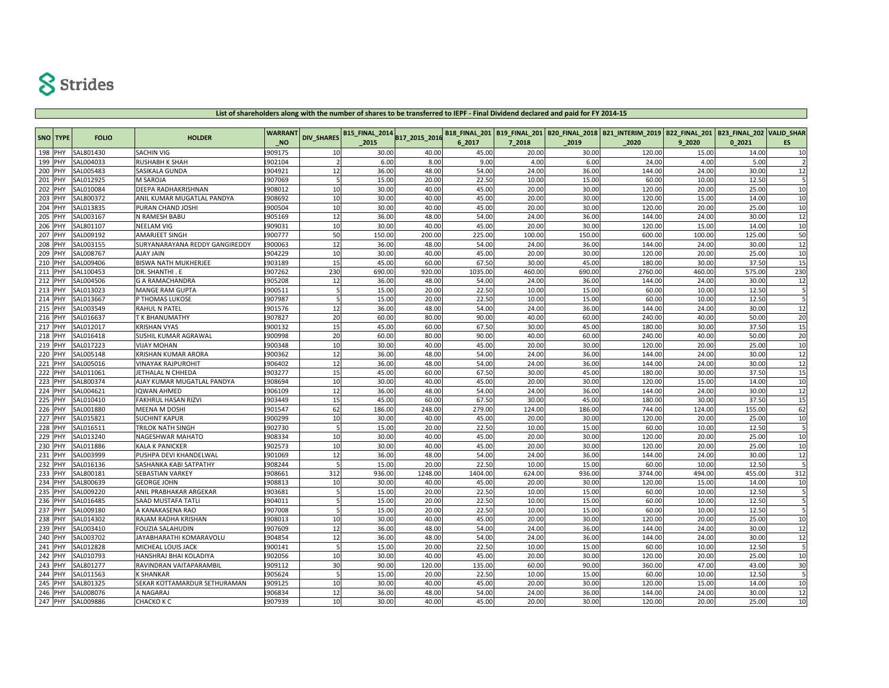Strides

**List of shareholders along with the number of shares to be transferred to IEPF - Final Dividend declared and paid for FY 2014-15**

| SNO | TYPE | FOLIO | HOLDER | WARRANT_NO | DIV_SHARES | B15_FINAL_2014_2015 | B17_2015_2016 | B18_FINAL_2016_2017 | B19_FINAL_2017_2018 | B20_FINAL_2018_2019 | B21_INTERIM_2019_2020 | B22_FINAL_2019_2020 | B23_FINAL_2020_2021 | VALID_SHARES |
|---|---|---|---|---|---|---|---|---|---|---|---|---|---|---|
| 198 | PHY | SAL801430 | SACHIN VIG | 1909175 | 10 | 30.00 | 40.00 | 45.00 | 20.00 | 30.00 | 120.00 | 15.00 | 14.00 | 10 |
| 199 | PHY | SAL004033 | RUSHABH K SHAH | 1902104 | 2 | 6.00 | 8.00 | 9.00 | 4.00 | 6.00 | 24.00 | 4.00 | 5.00 | 2 |
| 200 | PHY | SAL005483 | SASIKALA GUNDA | 1904921 | 12 | 36.00 | 48.00 | 54.00 | 24.00 | 36.00 | 144.00 | 24.00 | 30.00 | 12 |
| 201 | PHY | SAL012925 | M SAROJA | 1907069 | 5 | 15.00 | 20.00 | 22.50 | 10.00 | 15.00 | 60.00 | 10.00 | 12.50 | 5 |
| 202 | PHY | SAL010084 | DEEPA RADHAKRISHNAN | 1908012 | 10 | 30.00 | 40.00 | 45.00 | 20.00 | 30.00 | 120.00 | 20.00 | 25.00 | 10 |
| 203 | PHY | SAL800372 | ANIL KUMAR MUGATLAL PANDYA | 1908692 | 10 | 30.00 | 40.00 | 45.00 | 20.00 | 30.00 | 120.00 | 15.00 | 14.00 | 10 |
| 204 | PHY | SAL013835 | PURAN CHAND JOSHI | 1900504 | 10 | 30.00 | 40.00 | 45.00 | 20.00 | 30.00 | 120.00 | 20.00 | 25.00 | 10 |
| 205 | PHY | SAL003167 | N RAMESH BABU | 1905169 | 12 | 36.00 | 48.00 | 54.00 | 24.00 | 36.00 | 144.00 | 24.00 | 30.00 | 12 |
| 206 | PHY | SAL801107 | NEELAM VIG | 1909031 | 10 | 30.00 | 40.00 | 45.00 | 20.00 | 30.00 | 120.00 | 15.00 | 14.00 | 10 |
| 207 | PHY | SAL009192 | AMARJEET SINGH | 1900777 | 50 | 150.00 | 200.00 | 225.00 | 100.00 | 150.00 | 600.00 | 100.00 | 125.00 | 50 |
| 208 | PHY | SAL003155 | SURYANARAYANA REDDY GANGIREDDY | 1900063 | 12 | 36.00 | 48.00 | 54.00 | 24.00 | 36.00 | 144.00 | 24.00 | 30.00 | 12 |
| 209 | PHY | SAL008767 | AJAY JAIN | 1904229 | 10 | 30.00 | 40.00 | 45.00 | 20.00 | 30.00 | 120.00 | 20.00 | 25.00 | 10 |
| 210 | PHY | SAL009406 | BISWA NATH MUKHERJEE | 1903189 | 15 | 45.00 | 60.00 | 67.50 | 30.00 | 45.00 | 180.00 | 30.00 | 37.50 | 15 |
| 211 | PHY | SAL100453 | DR. SHANTHI . E | 1907262 | 230 | 690.00 | 920.00 | 1035.00 | 460.00 | 690.00 | 2760.00 | 460.00 | 575.00 | 230 |
| 212 | PHY | SAL004506 | G A RAMACHANDRA | 1905208 | 12 | 36.00 | 48.00 | 54.00 | 24.00 | 36.00 | 144.00 | 24.00 | 30.00 | 12 |
| 213 | PHY | SAL013023 | MANGE RAM GUPTA | 1900511 | 5 | 15.00 | 20.00 | 22.50 | 10.00 | 15.00 | 60.00 | 10.00 | 12.50 | 5 |
| 214 | PHY | SAL013667 | P THOMAS LUKOSE | 1907987 | 5 | 15.00 | 20.00 | 22.50 | 10.00 | 15.00 | 60.00 | 10.00 | 12.50 | 5 |
| 215 | PHY | SAL003549 | RAHUL N PATEL | 1901576 | 12 | 36.00 | 48.00 | 54.00 | 24.00 | 36.00 | 144.00 | 24.00 | 30.00 | 12 |
| 216 | PHY | SAL016637 | T K BHANUMATHY | 1907827 | 20 | 60.00 | 80.00 | 90.00 | 40.00 | 60.00 | 240.00 | 40.00 | 50.00 | 20 |
| 217 | PHY | SAL012017 | KRISHAN VYAS | 1900132 | 15 | 45.00 | 60.00 | 67.50 | 30.00 | 45.00 | 180.00 | 30.00 | 37.50 | 15 |
| 218 | PHY | SAL016418 | SUSHIL KUMAR AGRAWAL | 1900998 | 20 | 60.00 | 80.00 | 90.00 | 40.00 | 60.00 | 240.00 | 40.00 | 50.00 | 20 |
| 219 | PHY | SAL017223 | VIJAY MOHAN | 1900348 | 10 | 30.00 | 40.00 | 45.00 | 20.00 | 30.00 | 120.00 | 20.00 | 25.00 | 10 |
| 220 | PHY | SAL005148 | KRISHAN KUMAR ARORA | 1900362 | 12 | 36.00 | 48.00 | 54.00 | 24.00 | 36.00 | 144.00 | 24.00 | 30.00 | 12 |
| 221 | PHY | SAL005016 | VINAYAK RAJPUROHIT | 1906402 | 12 | 36.00 | 48.00 | 54.00 | 24.00 | 36.00 | 144.00 | 24.00 | 30.00 | 12 |
| 222 | PHY | SAL011061 | JETHALAL N CHHEDA | 1903277 | 15 | 45.00 | 60.00 | 67.50 | 30.00 | 45.00 | 180.00 | 30.00 | 37.50 | 15 |
| 223 | PHY | SAL800374 | AJAY KUMAR MUGATLAL PANDYA | 1908694 | 10 | 30.00 | 40.00 | 45.00 | 20.00 | 30.00 | 120.00 | 15.00 | 14.00 | 10 |
| 224 | PHY | SAL004621 | IQWAN AHMED | 1906109 | 12 | 36.00 | 48.00 | 54.00 | 24.00 | 36.00 | 144.00 | 24.00 | 30.00 | 12 |
| 225 | PHY | SAL010410 | FAKHRUL HASAN RIZVI | 1903449 | 15 | 45.00 | 60.00 | 67.50 | 30.00 | 45.00 | 180.00 | 30.00 | 37.50 | 15 |
| 226 | PHY | SAL001880 | MEENA M DOSHI | 1901547 | 62 | 186.00 | 248.00 | 279.00 | 124.00 | 186.00 | 744.00 | 124.00 | 155.00 | 62 |
| 227 | PHY | SAL015821 | SUCHINT KAPUR | 1900299 | 10 | 30.00 | 40.00 | 45.00 | 20.00 | 30.00 | 120.00 | 20.00 | 25.00 | 10 |
| 228 | PHY | SAL016511 | TRILOK NATH SINGH | 1902730 | 5 | 15.00 | 20.00 | 22.50 | 10.00 | 15.00 | 60.00 | 10.00 | 12.50 | 5 |
| 229 | PHY | SAL013240 | NAGESHWAR MAHATO | 1908334 | 10 | 30.00 | 40.00 | 45.00 | 20.00 | 30.00 | 120.00 | 20.00 | 25.00 | 10 |
| 230 | PHY | SAL011886 | KALA K PANICKER | 1902573 | 10 | 30.00 | 40.00 | 45.00 | 20.00 | 30.00 | 120.00 | 20.00 | 25.00 | 10 |
| 231 | PHY | SAL003999 | PUSHPA DEVI KHANDELWAL | 1901069 | 12 | 36.00 | 48.00 | 54.00 | 24.00 | 36.00 | 144.00 | 24.00 | 30.00 | 12 |
| 232 | PHY | SAL016136 | SASHANKA KABI SATPATHY | 1908244 | 5 | 15.00 | 20.00 | 22.50 | 10.00 | 15.00 | 60.00 | 10.00 | 12.50 | 5 |
| 233 | PHY | SAL800181 | SEBASTIAN VARKEY | 1908661 | 312 | 936.00 | 1248.00 | 1404.00 | 624.00 | 936.00 | 3744.00 | 494.00 | 455.00 | 312 |
| 234 | PHY | SAL800639 | GEORGE JOHN | 1908813 | 10 | 30.00 | 40.00 | 45.00 | 20.00 | 30.00 | 120.00 | 15.00 | 14.00 | 10 |
| 235 | PHY | SAL009220 | ANIL PRABHAKAR ARGEKAR | 1903681 | 5 | 15.00 | 20.00 | 22.50 | 10.00 | 15.00 | 60.00 | 10.00 | 12.50 | 5 |
| 236 | PHY | SAL016485 | SAAD MUSTAFA TATLI | 1904011 | 5 | 15.00 | 20.00 | 22.50 | 10.00 | 15.00 | 60.00 | 10.00 | 12.50 | 5 |
| 237 | PHY | SAL009180 | A KANAKASENA RAO | 1907008 | 5 | 15.00 | 20.00 | 22.50 | 10.00 | 15.00 | 60.00 | 10.00 | 12.50 | 5 |
| 238 | PHY | SAL014302 | RAJAM RADHA KRISHAN | 1908013 | 10 | 30.00 | 40.00 | 45.00 | 20.00 | 30.00 | 120.00 | 20.00 | 25.00 | 10 |
| 239 | PHY | SAL003410 | FOUZIA SALAHUDIN | 1907609 | 12 | 36.00 | 48.00 | 54.00 | 24.00 | 36.00 | 144.00 | 24.00 | 30.00 | 12 |
| 240 | PHY | SAL003702 | JAYABHARATHI KOMARAVOLU | 1904854 | 12 | 36.00 | 48.00 | 54.00 | 24.00 | 36.00 | 144.00 | 24.00 | 30.00 | 12 |
| 241 | PHY | SAL012828 | MICHEAL LOUIS JACK | 1900141 | 5 | 15.00 | 20.00 | 22.50 | 10.00 | 15.00 | 60.00 | 10.00 | 12.50 | 5 |
| 242 | PHY | SAL010793 | HANSHRAJ BHAI KOLADIYA | 1902056 | 10 | 30.00 | 40.00 | 45.00 | 20.00 | 30.00 | 120.00 | 20.00 | 25.00 | 10 |
| 243 | PHY | SAL801277 | RAVINDRAN VAITAPARAMBIL | 1909112 | 30 | 90.00 | 120.00 | 135.00 | 60.00 | 90.00 | 360.00 | 47.00 | 43.00 | 30 |
| 244 | PHY | SAL011563 | K SHANKAR | 1905624 | 5 | 15.00 | 20.00 | 22.50 | 10.00 | 15.00 | 60.00 | 10.00 | 12.50 | 5 |
| 245 | PHY | SAL801325 | SEKAR KOTTAMARDUR SETHURAMAN | 1909125 | 10 | 30.00 | 40.00 | 45.00 | 20.00 | 30.00 | 120.00 | 15.00 | 14.00 | 10 |
| 246 | PHY | SAL008076 | A NAGARAJ | 1906834 | 12 | 36.00 | 48.00 | 54.00 | 24.00 | 36.00 | 144.00 | 24.00 | 30.00 | 12 |
| 247 | PHY | SAL009886 | CHACKO K C | 1907939 | 10 | 30.00 | 40.00 | 45.00 | 20.00 | 30.00 | 120.00 | 20.00 | 25.00 | 10 |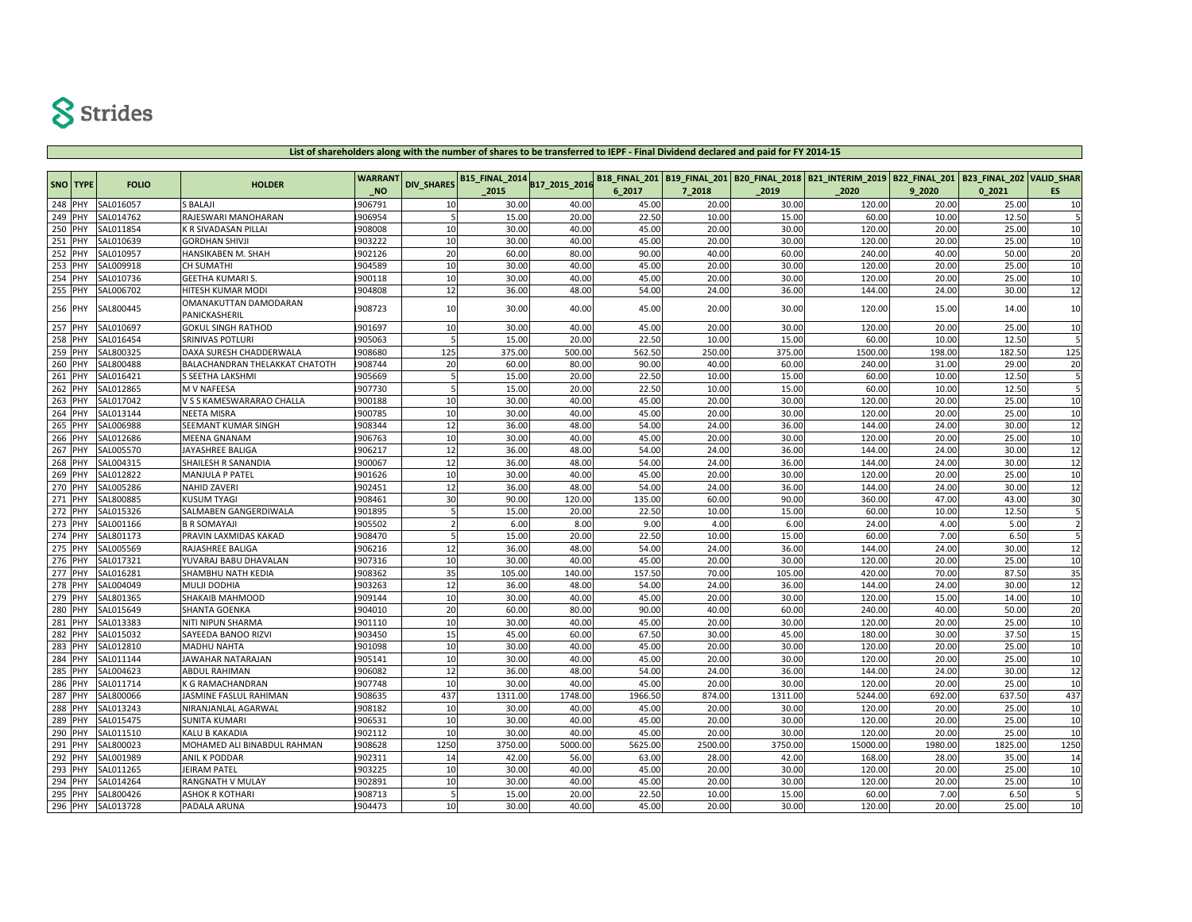Strides

**List of shareholders along with the number of shares to be transferred to IEPF - Final Dividend declared and paid for FY 2014-15**

| SNO | TYPE | FOLIO | HOLDER | WARRANT_NO | DIV_SHARES | B15_FINAL_2014_2015 | B17_2015_2016 | B18_FINAL_2016_2017 | B19_FINAL_2017_2018 | B20_FINAL_2018_2019 | B21_INTERIM_2019_2020 | B22_FINAL_2019_2020 | B23_FINAL_2020_2021 | VALID_SHARES |
|---|---|---|---|---|---|---|---|---|---|---|---|---|---|---|
| 248 | PHY | SAL016057 | S BALAJI | 1906791 | 10 | 30.00 | 40.00 | 45.00 | 20.00 | 30.00 | 120.00 | 20.00 | 25.00 | 10 |
| 249 | PHY | SAL014762 | RAJESWARI MANOHARAN | 1906954 | 5 | 15.00 | 20.00 | 22.50 | 10.00 | 15.00 | 60.00 | 10.00 | 12.50 | 5 |
| 250 | PHY | SAL011854 | K R SIVADASAN PILLAI | 1908008 | 10 | 30.00 | 40.00 | 45.00 | 20.00 | 30.00 | 120.00 | 20.00 | 25.00 | 10 |
| 251 | PHY | SAL010639 | GORDHAN SHIVJI | 1903222 | 10 | 30.00 | 40.00 | 45.00 | 20.00 | 30.00 | 120.00 | 20.00 | 25.00 | 10 |
| 252 | PHY | SAL010957 | HANSIKABEN M. SHAH | 1902126 | 20 | 60.00 | 80.00 | 90.00 | 40.00 | 60.00 | 240.00 | 40.00 | 50.00 | 20 |
| 253 | PHY | SAL009918 | CH SUMATHI | 1904589 | 10 | 30.00 | 40.00 | 45.00 | 20.00 | 30.00 | 120.00 | 20.00 | 25.00 | 10 |
| 254 | PHY | SAL010736 | GEETHA KUMARI S. | 1900118 | 10 | 30.00 | 40.00 | 45.00 | 20.00 | 30.00 | 120.00 | 20.00 | 25.00 | 10 |
| 255 | PHY | SAL006702 | HITESH KUMAR MODI | 1904808 | 12 | 36.00 | 48.00 | 54.00 | 24.00 | 36.00 | 144.00 | 24.00 | 30.00 | 12 |
| 256 | PHY | SAL800445 | OMANAKUTTAN DAMODARAN PANICKASHERIL | 1908723 | 10 | 30.00 | 40.00 | 45.00 | 20.00 | 30.00 | 120.00 | 15.00 | 14.00 | 10 |
| 257 | PHY | SAL010697 | GOKUL SINGH RATHOD | 1901697 | 10 | 30.00 | 40.00 | 45.00 | 20.00 | 30.00 | 120.00 | 20.00 | 25.00 | 10 |
| 258 | PHY | SAL016454 | SRINIVAS POTLURI | 1905063 | 5 | 15.00 | 20.00 | 22.50 | 10.00 | 15.00 | 60.00 | 10.00 | 12.50 | 5 |
| 259 | PHY | SAL800325 | DAXA SURESH CHADDERWALA | 1908680 | 125 | 375.00 | 500.00 | 562.50 | 250.00 | 375.00 | 1500.00 | 198.00 | 182.50 | 125 |
| 260 | PHY | SAL800488 | BALACHANDRAN THELAKKAT CHATOTH | 1908744 | 20 | 60.00 | 80.00 | 90.00 | 40.00 | 60.00 | 240.00 | 31.00 | 29.00 | 20 |
| 261 | PHY | SAL016421 | S SEETHA LAKSHMI | 1905669 | 5 | 15.00 | 20.00 | 22.50 | 10.00 | 15.00 | 60.00 | 10.00 | 12.50 | 5 |
| 262 | PHY | SAL012865 | M V NAFEESA | 1907730 | 5 | 15.00 | 20.00 | 22.50 | 10.00 | 15.00 | 60.00 | 10.00 | 12.50 | 5 |
| 263 | PHY | SAL017042 | V S S KAMESWARARAO CHALLA | 1900188 | 10 | 30.00 | 40.00 | 45.00 | 20.00 | 30.00 | 120.00 | 20.00 | 25.00 | 10 |
| 264 | PHY | SAL013144 | NEETA MISRA | 1900785 | 10 | 30.00 | 40.00 | 45.00 | 20.00 | 30.00 | 120.00 | 20.00 | 25.00 | 10 |
| 265 | PHY | SAL006988 | SEEMANT KUMAR SINGH | 1908344 | 12 | 36.00 | 48.00 | 54.00 | 24.00 | 36.00 | 144.00 | 24.00 | 30.00 | 12 |
| 266 | PHY | SAL012686 | MEENA GNANAM | 1906763 | 10 | 30.00 | 40.00 | 45.00 | 20.00 | 30.00 | 120.00 | 20.00 | 25.00 | 10 |
| 267 | PHY | SAL005570 | JAYASHREE BALIGA | 1906217 | 12 | 36.00 | 48.00 | 54.00 | 24.00 | 36.00 | 144.00 | 24.00 | 30.00 | 12 |
| 268 | PHY | SAL004315 | SHAILESH R SANANDIA | 1900067 | 12 | 36.00 | 48.00 | 54.00 | 24.00 | 36.00 | 144.00 | 24.00 | 30.00 | 12 |
| 269 | PHY | SAL012822 | MANJULA P PATEL | 1901626 | 10 | 30.00 | 40.00 | 45.00 | 20.00 | 30.00 | 120.00 | 20.00 | 25.00 | 10 |
| 270 | PHY | SAL005286 | NAHID ZAVERI | 1902451 | 12 | 36.00 | 48.00 | 54.00 | 24.00 | 36.00 | 144.00 | 24.00 | 30.00 | 12 |
| 271 | PHY | SAL800885 | KUSUM TYAGI | 1908461 | 30 | 90.00 | 120.00 | 135.00 | 60.00 | 90.00 | 360.00 | 47.00 | 43.00 | 30 |
| 272 | PHY | SAL015326 | SALMABEN GANGERDIWALA | 1901895 | 5 | 15.00 | 20.00 | 22.50 | 10.00 | 15.00 | 60.00 | 10.00 | 12.50 | 5 |
| 273 | PHY | SAL001166 | B R SOMAYAJI | 1905502 | 2 | 6.00 | 8.00 | 9.00 | 4.00 | 6.00 | 24.00 | 4.00 | 5.00 | 2 |
| 274 | PHY | SAL801173 | PRAVIN LAXMIDAS KAKAD | 1908470 | 5 | 15.00 | 20.00 | 22.50 | 10.00 | 15.00 | 60.00 | 7.00 | 6.50 | 5 |
| 275 | PHY | SAL005569 | RAJASHREE BALIGA | 1906216 | 12 | 36.00 | 48.00 | 54.00 | 24.00 | 36.00 | 144.00 | 24.00 | 30.00 | 12 |
| 276 | PHY | SAL017321 | YUVARAJ BABU DHAVALAN | 1907316 | 10 | 30.00 | 40.00 | 45.00 | 20.00 | 30.00 | 120.00 | 20.00 | 25.00 | 10 |
| 277 | PHY | SAL016281 | SHAMBHU NATH KEDIA | 1908362 | 35 | 105.00 | 140.00 | 157.50 | 70.00 | 105.00 | 420.00 | 70.00 | 87.50 | 35 |
| 278 | PHY | SAL004049 | MULJI DODHIA | 1903263 | 12 | 36.00 | 48.00 | 54.00 | 24.00 | 36.00 | 144.00 | 24.00 | 30.00 | 12 |
| 279 | PHY | SAL801365 | SHAKAIB MAHMOOD | 1909144 | 10 | 30.00 | 40.00 | 45.00 | 20.00 | 30.00 | 120.00 | 15.00 | 14.00 | 10 |
| 280 | PHY | SAL015649 | SHANTA GOENKA | 1904010 | 20 | 60.00 | 80.00 | 90.00 | 40.00 | 60.00 | 240.00 | 40.00 | 50.00 | 20 |
| 281 | PHY | SAL013383 | NITI NIPUN SHARMA | 1901110 | 10 | 30.00 | 40.00 | 45.00 | 20.00 | 30.00 | 120.00 | 20.00 | 25.00 | 10 |
| 282 | PHY | SAL015032 | SAYEEDA BANOO RIZVI | 1903450 | 15 | 45.00 | 60.00 | 67.50 | 30.00 | 45.00 | 180.00 | 30.00 | 37.50 | 15 |
| 283 | PHY | SAL012810 | MADHU NAHTA | 1901098 | 10 | 30.00 | 40.00 | 45.00 | 20.00 | 30.00 | 120.00 | 20.00 | 25.00 | 10 |
| 284 | PHY | SAL011144 | JAWAHAR NATARAJAN | 1905141 | 10 | 30.00 | 40.00 | 45.00 | 20.00 | 30.00 | 120.00 | 20.00 | 25.00 | 10 |
| 285 | PHY | SAL004623 | ABDUL RAHIMAN | 1906082 | 12 | 36.00 | 48.00 | 54.00 | 24.00 | 36.00 | 144.00 | 24.00 | 30.00 | 12 |
| 286 | PHY | SAL011714 | K G RAMACHANDRAN | 1907748 | 10 | 30.00 | 40.00 | 45.00 | 20.00 | 30.00 | 120.00 | 20.00 | 25.00 | 10 |
| 287 | PHY | SAL800066 | JASMINE FASLUL RAHIMAN | 1908635 | 437 | 1311.00 | 1748.00 | 1966.50 | 874.00 | 1311.00 | 5244.00 | 692.00 | 637.50 | 437 |
| 288 | PHY | SAL013243 | NIRANJANLAL AGARWAL | 1908182 | 10 | 30.00 | 40.00 | 45.00 | 20.00 | 30.00 | 120.00 | 20.00 | 25.00 | 10 |
| 289 | PHY | SAL015475 | SUNITA KUMARI | 1906531 | 10 | 30.00 | 40.00 | 45.00 | 20.00 | 30.00 | 120.00 | 20.00 | 25.00 | 10 |
| 290 | PHY | SAL011510 | KALU B KAKADIA | 1902112 | 10 | 30.00 | 40.00 | 45.00 | 20.00 | 30.00 | 120.00 | 20.00 | 25.00 | 10 |
| 291 | PHY | SAL800023 | MOHAMED ALI BINABDUL RAHMAN | 1908628 | 1250 | 3750.00 | 5000.00 | 5625.00 | 2500.00 | 3750.00 | 15000.00 | 1980.00 | 1825.00 | 1250 |
| 292 | PHY | SAL001989 | ANIL K PODDAR | 1902311 | 14 | 42.00 | 56.00 | 63.00 | 28.00 | 42.00 | 168.00 | 28.00 | 35.00 | 14 |
| 293 | PHY | SAL011265 | JEIRAM PATEL | 1903225 | 10 | 30.00 | 40.00 | 45.00 | 20.00 | 30.00 | 120.00 | 20.00 | 25.00 | 10 |
| 294 | PHY | SAL014264 | RANGNATH V MULAY | 1902891 | 10 | 30.00 | 40.00 | 45.00 | 20.00 | 30.00 | 120.00 | 20.00 | 25.00 | 10 |
| 295 | PHY | SAL800426 | ASHOK R KOTHARI | 1908713 | 5 | 15.00 | 20.00 | 22.50 | 10.00 | 15.00 | 60.00 | 7.00 | 6.50 | 5 |
| 296 | PHY | SAL013728 | PADALA ARUNA | 1904473 | 10 | 30.00 | 40.00 | 45.00 | 20.00 | 30.00 | 120.00 | 20.00 | 25.00 | 10 |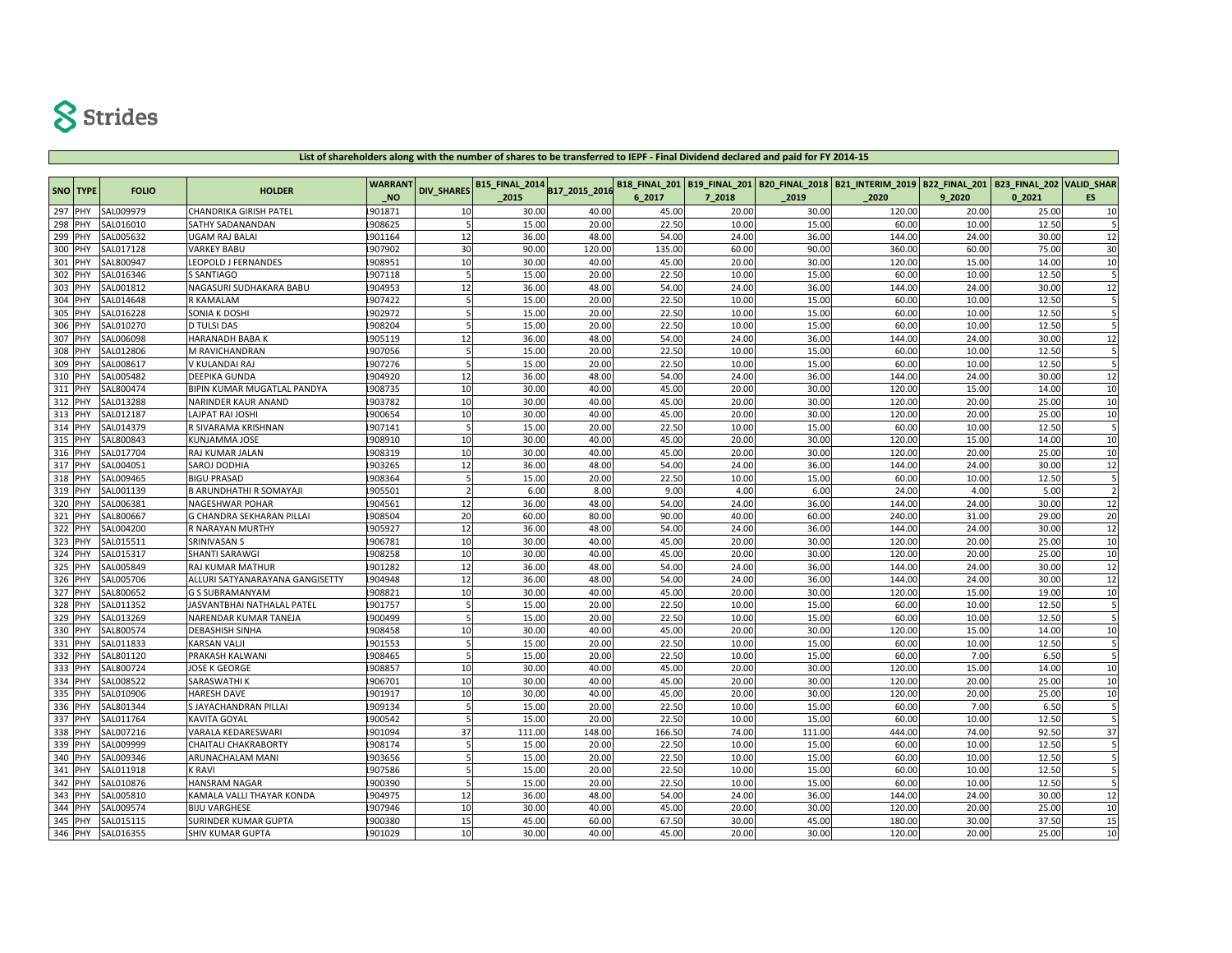Strides

**List of shareholders along with the number of shares to be transferred to IEPF - Final Dividend declared and paid for FY 2014-15**

| SNO | TYPE | FOLIO | HOLDER | WARRANT_NO | DIV_SHARES | B15_FINAL_2014_2015 | B17_2015_2016 | B18_FINAL_2016_2017 | B19_FINAL_2017_2018 | B20_FINAL_2018_2019 | B21_INTERIM_2019_2020 | B22_FINAL_2019_2020 | B23_FINAL_2020_2021 | VALID_SHARES |
|---|---|---|---|---|---|---|---|---|---|---|---|---|---|---|
| 297 | PHY | SAL009979 | CHANDRIKA GIRISH PATEL | 1901871 | 10 | 30.00 | 40.00 | 45.00 | 20.00 | 30.00 | 120.00 | 20.00 | 25.00 | 10 |
| 298 | PHY | SAL016010 | SATHY SADANANDAN | 1908625 | 5 | 15.00 | 20.00 | 22.50 | 10.00 | 15.00 | 60.00 | 10.00 | 12.50 | 5 |
| 299 | PHY | SAL005632 | UGAM RAJ BALAI | 1901164 | 12 | 36.00 | 48.00 | 54.00 | 24.00 | 36.00 | 144.00 | 24.00 | 30.00 | 12 |
| 300 | PHY | SAL017128 | VARKEY BABU | 1907902 | 30 | 90.00 | 120.00 | 135.00 | 60.00 | 90.00 | 360.00 | 60.00 | 75.00 | 30 |
| 301 | PHY | SAL800947 | LEOPOLD J FERNANDES | 1908951 | 10 | 30.00 | 40.00 | 45.00 | 20.00 | 30.00 | 120.00 | 15.00 | 14.00 | 10 |
| 302 | PHY | SAL016346 | S SANTIAGO | 1907118 | 5 | 15.00 | 20.00 | 22.50 | 10.00 | 15.00 | 60.00 | 10.00 | 12.50 | 5 |
| 303 | PHY | SAL001812 | NAGASURI SUDHAKARA BABU | 1904953 | 12 | 36.00 | 48.00 | 54.00 | 24.00 | 36.00 | 144.00 | 24.00 | 30.00 | 12 |
| 304 | PHY | SAL014648 | R KAMALAM | 1907422 | 5 | 15.00 | 20.00 | 22.50 | 10.00 | 15.00 | 60.00 | 10.00 | 12.50 | 5 |
| 305 | PHY | SAL016228 | SONIA K DOSHI | 1902972 | 5 | 15.00 | 20.00 | 22.50 | 10.00 | 15.00 | 60.00 | 10.00 | 12.50 | 5 |
| 306 | PHY | SAL010270 | D TULSI DAS | 1908204 | 5 | 15.00 | 20.00 | 22.50 | 10.00 | 15.00 | 60.00 | 10.00 | 12.50 | 5 |
| 307 | PHY | SAL006098 | HARANADH BABA K | 1905119 | 12 | 36.00 | 48.00 | 54.00 | 24.00 | 36.00 | 144.00 | 24.00 | 30.00 | 12 |
| 308 | PHY | SAL012806 | M RAVICHANDRAN | 1907056 | 5 | 15.00 | 20.00 | 22.50 | 10.00 | 15.00 | 60.00 | 10.00 | 12.50 | 5 |
| 309 | PHY | SAL008617 | V KULANDAI RAJ | 1907276 | 5 | 15.00 | 20.00 | 22.50 | 10.00 | 15.00 | 60.00 | 10.00 | 12.50 | 5 |
| 310 | PHY | SAL005482 | DEEPIKA GUNDA | 1904920 | 12 | 36.00 | 48.00 | 54.00 | 24.00 | 36.00 | 144.00 | 24.00 | 30.00 | 12 |
| 311 | PHY | SAL800474 | BIPIN KUMAR MUGATLAL PANDYA | 1908735 | 10 | 30.00 | 40.00 | 45.00 | 20.00 | 30.00 | 120.00 | 15.00 | 14.00 | 10 |
| 312 | PHY | SAL013288 | NARINDER KAUR ANAND | 1903782 | 10 | 30.00 | 40.00 | 45.00 | 20.00 | 30.00 | 120.00 | 20.00 | 25.00 | 10 |
| 313 | PHY | SAL012187 | LAJPAT RAI JOSHI | 1900654 | 10 | 30.00 | 40.00 | 45.00 | 20.00 | 30.00 | 120.00 | 20.00 | 25.00 | 10 |
| 314 | PHY | SAL014379 | R SIVARAMA KRISHNAN | 1907141 | 5 | 15.00 | 20.00 | 22.50 | 10.00 | 15.00 | 60.00 | 10.00 | 12.50 | 5 |
| 315 | PHY | SAL800843 | KUNJAMMA JOSE | 1908910 | 10 | 30.00 | 40.00 | 45.00 | 20.00 | 30.00 | 120.00 | 15.00 | 14.00 | 10 |
| 316 | PHY | SAL017704 | RAJ KUMAR JALAN | 1908319 | 10 | 30.00 | 40.00 | 45.00 | 20.00 | 30.00 | 120.00 | 20.00 | 25.00 | 10 |
| 317 | PHY | SAL004051 | SAROJ DODHIA | 1903265 | 12 | 36.00 | 48.00 | 54.00 | 24.00 | 36.00 | 144.00 | 24.00 | 30.00 | 12 |
| 318 | PHY | SAL009465 | BIGU PRASAD | 1908364 | 5 | 15.00 | 20.00 | 22.50 | 10.00 | 15.00 | 60.00 | 10.00 | 12.50 | 5 |
| 319 | PHY | SAL001139 | B ARUNDHATHI R SOMAYAJI | 1905501 | 2 | 6.00 | 8.00 | 9.00 | 4.00 | 6.00 | 24.00 | 4.00 | 5.00 | 2 |
| 320 | PHY | SAL006381 | NAGESHWAR POHAR | 1904561 | 12 | 36.00 | 48.00 | 54.00 | 24.00 | 36.00 | 144.00 | 24.00 | 30.00 | 12 |
| 321 | PHY | SAL800667 | G CHANDRA SEKHARAN PILLAI | 1908504 | 20 | 60.00 | 80.00 | 90.00 | 40.00 | 60.00 | 240.00 | 31.00 | 29.00 | 20 |
| 322 | PHY | SAL004200 | R NARAYAN MURTHY | 1905927 | 12 | 36.00 | 48.00 | 54.00 | 24.00 | 36.00 | 144.00 | 24.00 | 30.00 | 12 |
| 323 | PHY | SAL015511 | SRINIVASAN S | 1906781 | 10 | 30.00 | 40.00 | 45.00 | 20.00 | 30.00 | 120.00 | 20.00 | 25.00 | 10 |
| 324 | PHY | SAL015317 | SHANTI SARAWGI | 1908258 | 10 | 30.00 | 40.00 | 45.00 | 20.00 | 30.00 | 120.00 | 20.00 | 25.00 | 10 |
| 325 | PHY | SAL005849 | RAJ KUMAR MATHUR | 1901282 | 12 | 36.00 | 48.00 | 54.00 | 24.00 | 36.00 | 144.00 | 24.00 | 30.00 | 12 |
| 326 | PHY | SAL005706 | ALLURI SATYANARAYANA GANGISETTY | 1904948 | 12 | 36.00 | 48.00 | 54.00 | 24.00 | 36.00 | 144.00 | 24.00 | 30.00 | 12 |
| 327 | PHY | SAL800652 | G S SUBRAMANYAM | 1908821 | 10 | 30.00 | 40.00 | 45.00 | 20.00 | 30.00 | 120.00 | 15.00 | 19.00 | 10 |
| 328 | PHY | SAL011352 | JASVANTBHAI NATHALAL PATEL | 1901757 | 5 | 15.00 | 20.00 | 22.50 | 10.00 | 15.00 | 60.00 | 10.00 | 12.50 | 5 |
| 329 | PHY | SAL013269 | NARENDAR KUMAR TANEJA | 1900499 | 5 | 15.00 | 20.00 | 22.50 | 10.00 | 15.00 | 60.00 | 10.00 | 12.50 | 5 |
| 330 | PHY | SAL800574 | DEBASHISH SINHA | 1908458 | 10 | 30.00 | 40.00 | 45.00 | 20.00 | 30.00 | 120.00 | 15.00 | 14.00 | 10 |
| 331 | PHY | SAL011833 | KARSAN VALJI | 1901553 | 5 | 15.00 | 20.00 | 22.50 | 10.00 | 15.00 | 60.00 | 10.00 | 12.50 | 5 |
| 332 | PHY | SAL801120 | PRAKASH KALWANI | 1908465 | 5 | 15.00 | 20.00 | 22.50 | 10.00 | 15.00 | 60.00 | 7.00 | 6.50 | 5 |
| 333 | PHY | SAL800724 | JOSE K GEORGE | 1908857 | 10 | 30.00 | 40.00 | 45.00 | 20.00 | 30.00 | 120.00 | 15.00 | 14.00 | 10 |
| 334 | PHY | SAL008522 | SARASWATHI K | 1906701 | 10 | 30.00 | 40.00 | 45.00 | 20.00 | 30.00 | 120.00 | 20.00 | 25.00 | 10 |
| 335 | PHY | SAL010906 | HARESH DAVE | 1901917 | 10 | 30.00 | 40.00 | 45.00 | 20.00 | 30.00 | 120.00 | 20.00 | 25.00 | 10 |
| 336 | PHY | SAL801344 | S JAYACHANDRAN PILLAI | 1909134 | 5 | 15.00 | 20.00 | 22.50 | 10.00 | 15.00 | 60.00 | 7.00 | 6.50 | 5 |
| 337 | PHY | SAL011764 | KAVITA GOYAL | 1900542 | 5 | 15.00 | 20.00 | 22.50 | 10.00 | 15.00 | 60.00 | 10.00 | 12.50 | 5 |
| 338 | PHY | SAL007216 | VARALA KEDARESWARI | 1901094 | 37 | 111.00 | 148.00 | 166.50 | 74.00 | 111.00 | 444.00 | 74.00 | 92.50 | 37 |
| 339 | PHY | SAL009999 | CHAITALI CHAKRABORTY | 1908174 | 5 | 15.00 | 20.00 | 22.50 | 10.00 | 15.00 | 60.00 | 10.00 | 12.50 | 5 |
| 340 | PHY | SAL009346 | ARUNACHALAM MANI | 1903656 | 5 | 15.00 | 20.00 | 22.50 | 10.00 | 15.00 | 60.00 | 10.00 | 12.50 | 5 |
| 341 | PHY | SAL011918 | K RAVI | 1907586 | 5 | 15.00 | 20.00 | 22.50 | 10.00 | 15.00 | 60.00 | 10.00 | 12.50 | 5 |
| 342 | PHY | SAL010876 | HANSRAM NAGAR | 1900390 | 5 | 15.00 | 20.00 | 22.50 | 10.00 | 15.00 | 60.00 | 10.00 | 12.50 | 5 |
| 343 | PHY | SAL005810 | KAMALA VALLI THAYAR KONDA | 1904975 | 12 | 36.00 | 48.00 | 54.00 | 24.00 | 36.00 | 144.00 | 24.00 | 30.00 | 12 |
| 344 | PHY | SAL009574 | BIJU VARGHESE | 1907946 | 10 | 30.00 | 40.00 | 45.00 | 20.00 | 30.00 | 120.00 | 20.00 | 25.00 | 10 |
| 345 | PHY | SAL015115 | SURINDER KUMAR GUPTA | 1900380 | 15 | 45.00 | 60.00 | 67.50 | 30.00 | 45.00 | 180.00 | 30.00 | 37.50 | 15 |
| 346 | PHY | SAL016355 | SHIV KUMAR GUPTA | 1901029 | 10 | 30.00 | 40.00 | 45.00 | 20.00 | 30.00 | 120.00 | 20.00 | 25.00 | 10 |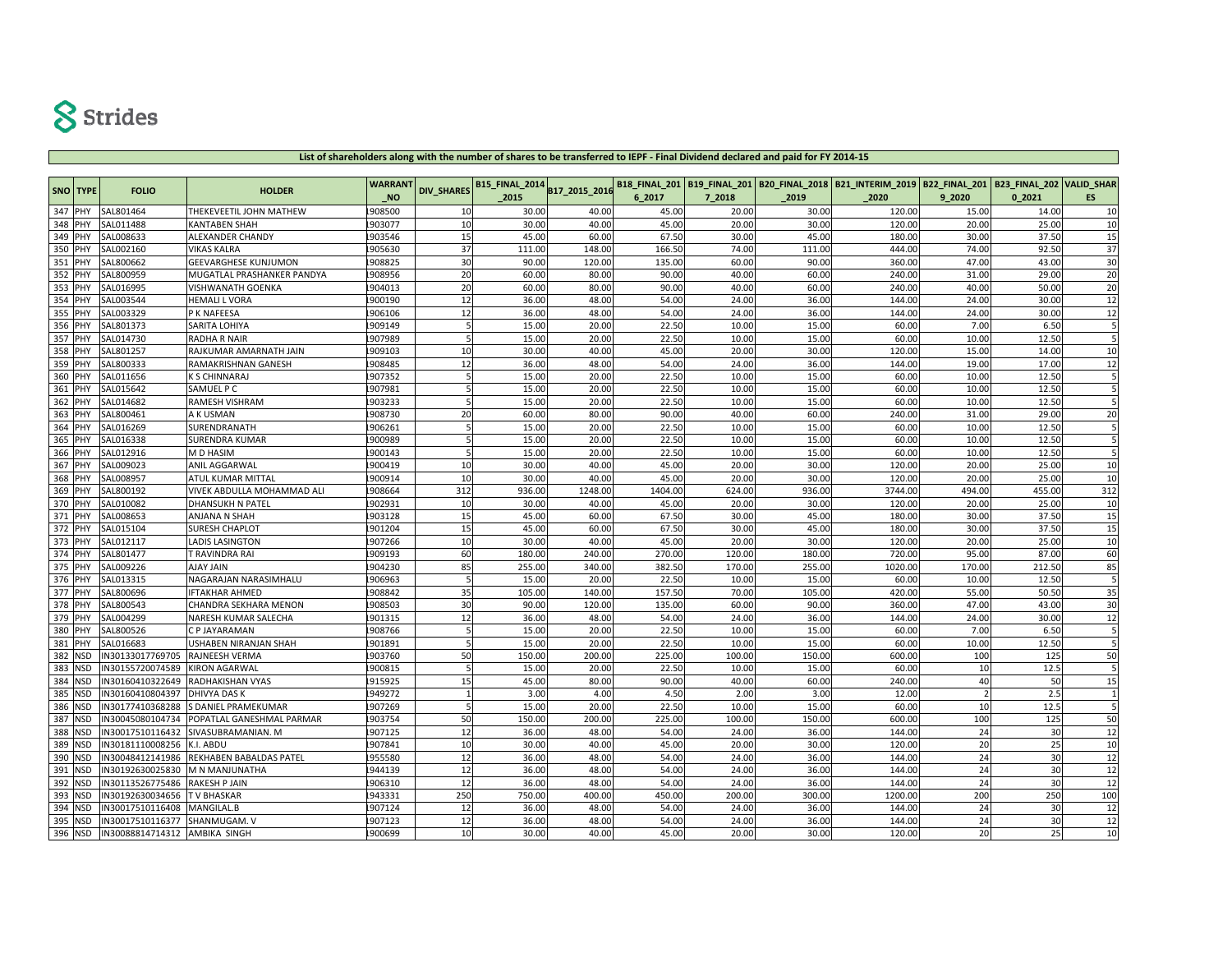Strides

**List of shareholders along with the number of shares to be transferred to IEPF - Final Dividend declared and paid for FY 2014-15**

| SNO | TYPE | FOLIO | HOLDER | WARRANT_NO | DIV_SHARES | B15_FINAL_2014_2015 | B17_2015_2016 | B18_FINAL_2016_2017 | B19_FINAL_2017_2018 | B20_FINAL_2018_2019 | B21_INTERIM_2019_2020 | B22_FINAL_2019_2020 | B23_FINAL_2020_2021 | VALID_SHARES |
|---|---|---|---|---|---|---|---|---|---|---|---|---|---|---|
| 347 | PHY | SAL801464 | THEKEVEETIL JOHN MATHEW | 1908500 | 10 | 30.00 | 40.00 | 45.00 | 20.00 | 30.00 | 120.00 | 15.00 | 14.00 | 10 |
| 348 | PHY | SAL011488 | KANTABEN SHAH | 1903077 | 10 | 30.00 | 40.00 | 45.00 | 20.00 | 30.00 | 120.00 | 20.00 | 25.00 | 10 |
| 349 | PHY | SAL008633 | ALEXANDER CHANDY | 1903546 | 15 | 45.00 | 60.00 | 67.50 | 30.00 | 45.00 | 180.00 | 30.00 | 37.50 | 15 |
| 350 | PHY | SAL002160 | VIKAS KALRA | 1905630 | 37 | 111.00 | 148.00 | 166.50 | 74.00 | 111.00 | 444.00 | 74.00 | 92.50 | 37 |
| 351 | PHY | SAL800662 | GEEVARGHESE KUNJUMON | 1908825 | 30 | 90.00 | 120.00 | 135.00 | 60.00 | 90.00 | 360.00 | 47.00 | 43.00 | 30 |
| 352 | PHY | SAL800959 | MUGATLAL PRASHANKER PANDYA | 1908956 | 20 | 60.00 | 80.00 | 90.00 | 40.00 | 60.00 | 240.00 | 31.00 | 29.00 | 20 |
| 353 | PHY | SAL016995 | VISHWANATH GOENKA | 1904013 | 20 | 60.00 | 80.00 | 90.00 | 40.00 | 60.00 | 240.00 | 40.00 | 50.00 | 20 |
| 354 | PHY | SAL003544 | HEMALI L VORA | 1900190 | 12 | 36.00 | 48.00 | 54.00 | 24.00 | 36.00 | 144.00 | 24.00 | 30.00 | 12 |
| 355 | PHY | SAL003329 | P K NAFEESA | 1906106 | 12 | 36.00 | 48.00 | 54.00 | 24.00 | 36.00 | 144.00 | 24.00 | 30.00 | 12 |
| 356 | PHY | SAL801373 | SARITA LOHIYA | 1909149 | 5 | 15.00 | 20.00 | 22.50 | 10.00 | 15.00 | 60.00 | 7.00 | 6.50 | 5 |
| 357 | PHY | SAL014730 | RADHA R NAIR | 1907989 | 5 | 15.00 | 20.00 | 22.50 | 10.00 | 15.00 | 60.00 | 10.00 | 12.50 | 5 |
| 358 | PHY | SAL801257 | RAJKUMAR AMARNATH JAIN | 1909103 | 10 | 30.00 | 40.00 | 45.00 | 20.00 | 30.00 | 120.00 | 15.00 | 14.00 | 10 |
| 359 | PHY | SAL800333 | RAMAKRISHNAN GANESH | 1908485 | 12 | 36.00 | 48.00 | 54.00 | 24.00 | 36.00 | 144.00 | 19.00 | 17.00 | 12 |
| 360 | PHY | SAL011656 | K S CHINNARAJ | 1907352 | 5 | 15.00 | 20.00 | 22.50 | 10.00 | 15.00 | 60.00 | 10.00 | 12.50 | 5 |
| 361 | PHY | SAL015642 | SAMUEL P C | 1907981 | 5 | 15.00 | 20.00 | 22.50 | 10.00 | 15.00 | 60.00 | 10.00 | 12.50 | 5 |
| 362 | PHY | SAL014682 | RAMESH VISHRAM | 1903233 | 5 | 15.00 | 20.00 | 22.50 | 10.00 | 15.00 | 60.00 | 10.00 | 12.50 | 5 |
| 363 | PHY | SAL800461 | A K USMAN | 1908730 | 20 | 60.00 | 80.00 | 90.00 | 40.00 | 60.00 | 240.00 | 31.00 | 29.00 | 20 |
| 364 | PHY | SAL016269 | SURENDRANATH | 1906261 | 5 | 15.00 | 20.00 | 22.50 | 10.00 | 15.00 | 60.00 | 10.00 | 12.50 | 5 |
| 365 | PHY | SAL016338 | SURENDRA KUMAR | 1900989 | 5 | 15.00 | 20.00 | 22.50 | 10.00 | 15.00 | 60.00 | 10.00 | 12.50 | 5 |
| 366 | PHY | SAL012916 | M D HASIM | 1900143 | 5 | 15.00 | 20.00 | 22.50 | 10.00 | 15.00 | 60.00 | 10.00 | 12.50 | 5 |
| 367 | PHY | SAL009023 | ANIL AGGARWAL | 1900419 | 10 | 30.00 | 40.00 | 45.00 | 20.00 | 30.00 | 120.00 | 20.00 | 25.00 | 10 |
| 368 | PHY | SAL008957 | ATUL KUMAR MITTAL | 1900914 | 10 | 30.00 | 40.00 | 45.00 | 20.00 | 30.00 | 120.00 | 20.00 | 25.00 | 10 |
| 369 | PHY | SAL800192 | VIVEK ABDULLA MOHAMMAD ALI | 1908664 | 312 | 936.00 | 1248.00 | 1404.00 | 624.00 | 936.00 | 3744.00 | 494.00 | 455.00 | 312 |
| 370 | PHY | SAL010082 | DHANSUKH N PATEL | 1902931 | 10 | 30.00 | 40.00 | 45.00 | 20.00 | 30.00 | 120.00 | 20.00 | 25.00 | 10 |
| 371 | PHY | SAL008653 | ANJANA N SHAH | 1903128 | 15 | 45.00 | 60.00 | 67.50 | 30.00 | 45.00 | 180.00 | 30.00 | 37.50 | 15 |
| 372 | PHY | SAL015104 | SURESH CHAPLOT | 1901204 | 15 | 45.00 | 60.00 | 67.50 | 30.00 | 45.00 | 180.00 | 30.00 | 37.50 | 15 |
| 373 | PHY | SAL012117 | LADIS LASINGTON | 1907266 | 10 | 30.00 | 40.00 | 45.00 | 20.00 | 30.00 | 120.00 | 20.00 | 25.00 | 10 |
| 374 | PHY | SAL801477 | T RAVINDRA RAI | 1909193 | 60 | 180.00 | 240.00 | 270.00 | 120.00 | 180.00 | 720.00 | 95.00 | 87.00 | 60 |
| 375 | PHY | SAL009226 | AJAY JAIN | 1904230 | 85 | 255.00 | 340.00 | 382.50 | 170.00 | 255.00 | 1020.00 | 170.00 | 212.50 | 85 |
| 376 | PHY | SAL013315 | NAGARAJAN NARASIMHALU | 1906963 | 5 | 15.00 | 20.00 | 22.50 | 10.00 | 15.00 | 60.00 | 10.00 | 12.50 | 5 |
| 377 | PHY | SAL800696 | IFTAKHAR AHMED | 1908842 | 35 | 105.00 | 140.00 | 157.50 | 70.00 | 105.00 | 420.00 | 55.00 | 50.50 | 35 |
| 378 | PHY | SAL800543 | CHANDRA SEKHARA MENON | 1908503 | 30 | 90.00 | 120.00 | 135.00 | 60.00 | 90.00 | 360.00 | 47.00 | 43.00 | 30 |
| 379 | PHY | SAL004299 | NARESH KUMAR SALECHA | 1901315 | 12 | 36.00 | 48.00 | 54.00 | 24.00 | 36.00 | 144.00 | 24.00 | 30.00 | 12 |
| 380 | PHY | SAL800526 | C P JAYARAMAN | 1908766 | 5 | 15.00 | 20.00 | 22.50 | 10.00 | 15.00 | 60.00 | 7.00 | 6.50 | 5 |
| 381 | PHY | SAL016683 | USHABEN NIRANJAN SHAH | 1901891 | 5 | 15.00 | 20.00 | 22.50 | 10.00 | 15.00 | 60.00 | 10.00 | 12.50 | 5 |
| 382 | NSD | IN30133017769705 | RAJNEESH VERMA | 1903760 | 50 | 150.00 | 200.00 | 225.00 | 100.00 | 150.00 | 600.00 | 100 | 125 | 50 |
| 383 | NSD | IN30155720074589 | KIRON AGARWAL | 1900815 | 5 | 15.00 | 20.00 | 22.50 | 10.00 | 15.00 | 60.00 | 10 | 12.5 | 5 |
| 384 | NSD | IN30160410322649 | RADHAKISHAN VYAS | 1915925 | 15 | 45.00 | 80.00 | 90.00 | 40.00 | 60.00 | 240.00 | 40 | 50 | 15 |
| 385 | NSD | IN30160410804397 | DHIVYA DAS K | 1949272 | 1 | 3.00 | 4.00 | 4.50 | 2.00 | 3.00 | 12.00 | 2 | 2.5 | 1 |
| 386 | NSD | IN30177410368288 | S DANIEL PRAMEKUMAR | 1907269 | 5 | 15.00 | 20.00 | 22.50 | 10.00 | 15.00 | 60.00 | 10 | 12.5 | 5 |
| 387 | NSD | IN30045080104734 | POPATLAL GANESHMAL PARMAR | 1903754 | 50 | 150.00 | 200.00 | 225.00 | 100.00 | 150.00 | 600.00 | 100 | 125 | 50 |
| 388 | NSD | IN30017510116432 | SIVASUBRAMANIAN. M | 1907125 | 12 | 36.00 | 48.00 | 54.00 | 24.00 | 36.00 | 144.00 | 24 | 30 | 12 |
| 389 | NSD | IN30181110008256 | K.I. ABDU | 1907841 | 10 | 30.00 | 40.00 | 45.00 | 20.00 | 30.00 | 120.00 | 20 | 25 | 10 |
| 390 | NSD | IN30048412141986 | REKHABEN BABALDAS PATEL | 1955580 | 12 | 36.00 | 48.00 | 54.00 | 24.00 | 36.00 | 144.00 | 24 | 30 | 12 |
| 391 | NSD | IN30192630025830 | M N MANJUNATHA | 1944139 | 12 | 36.00 | 48.00 | 54.00 | 24.00 | 36.00 | 144.00 | 24 | 30 | 12 |
| 392 | NSD | IN30113526775486 | RAKESH P JAIN | 1906310 | 12 | 36.00 | 48.00 | 54.00 | 24.00 | 36.00 | 144.00 | 24 | 30 | 12 |
| 393 | NSD | IN30192630034656 | T V BHASKAR | 1943331 | 250 | 750.00 | 400.00 | 450.00 | 200.00 | 300.00 | 1200.00 | 200 | 250 | 100 |
| 394 | NSD | IN30017510116408 | MANGILAL.B | 1907124 | 12 | 36.00 | 48.00 | 54.00 | 24.00 | 36.00 | 144.00 | 24 | 30 | 12 |
| 395 | NSD | IN30017510116377 | SHANMUGAM. V | 1907123 | 12 | 36.00 | 48.00 | 54.00 | 24.00 | 36.00 | 144.00 | 24 | 30 | 12 |
| 396 | NSD | IN30088814714312 | AMBIKA SINGH | 1900699 | 10 | 30.00 | 40.00 | 45.00 | 20.00 | 30.00 | 120.00 | 20 | 25 | 10 |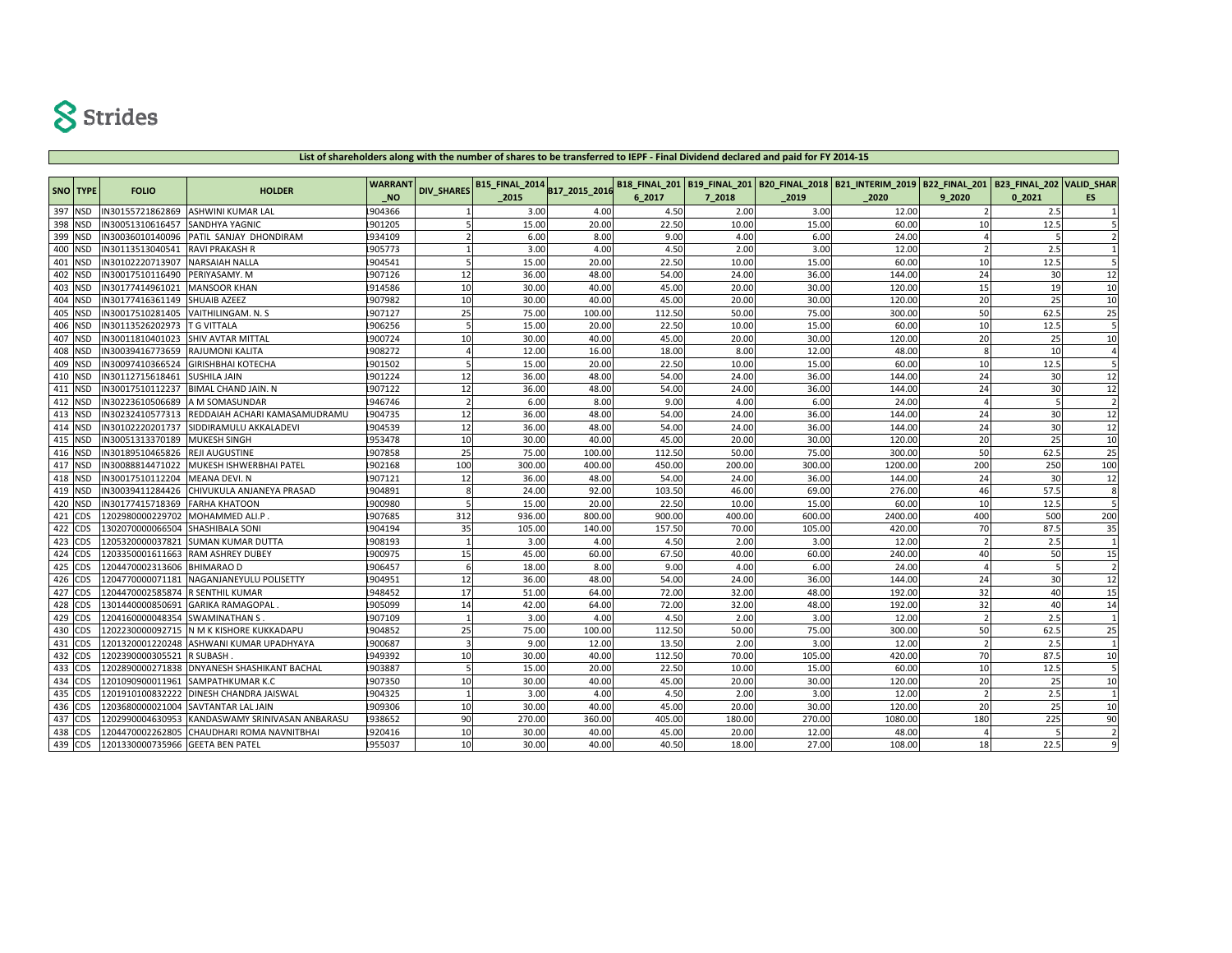Strides

**List of shareholders along with the number of shares to be transferred to IEPF - Final Dividend declared and paid for FY 2014-15**

| SNO | TYPE | FOLIO | HOLDER | WARRANT_NO | DIV_SHARES | B15_FINAL_2014_2015 | B17_2015_2016 | B18_FINAL_2016_2017 | B19_FINAL_2017_2018 | B20_FINAL_2018_2019 | B21_INTERIM_2019_2020 | B22_FINAL_2019_2020 | B23_FINAL_2020_2021 | VALID_SHARES |
|---|---|---|---|---|---|---|---|---|---|---|---|---|---|---|
| 397 | NSD | IN30155721862869 | ASHWINI KUMAR LAL | 1904366 | 1 | 3.00 | 4.00 | 4.50 | 2.00 | 3.00 | 12.00 | 2 | 2.5 | 1 |
| 398 | NSD | IN30051310616457 | SANDHYA YAGNIC | 1901205 | 5 | 15.00 | 20.00 | 22.50 | 10.00 | 15.00 | 60.00 | 10 | 12.5 | 5 |
| 399 | NSD | IN30036010140096 | PATIL SANJAY DHONDIRAM | 1934109 | 2 | 6.00 | 8.00 | 9.00 | 4.00 | 6.00 | 24.00 | 4 | 5 | 2 |
| 400 | NSD | IN30113513040541 | RAVI PRAKASH R | 1905773 | 1 | 3.00 | 4.00 | 4.50 | 2.00 | 3.00 | 12.00 | 2 | 2.5 | 1 |
| 401 | NSD | IN30102220713907 | NARSAIAH NALLA | 1904541 | 5 | 15.00 | 20.00 | 22.50 | 10.00 | 15.00 | 60.00 | 10 | 12.5 | 5 |
| 402 | NSD | IN30017510116490 | PERIYASAMY. M | 1907126 | 12 | 36.00 | 48.00 | 54.00 | 24.00 | 36.00 | 144.00 | 24 | 30 | 12 |
| 403 | NSD | IN30177414961021 | MANSOOR KHAN | 1914586 | 10 | 30.00 | 40.00 | 45.00 | 20.00 | 30.00 | 120.00 | 15 | 19 | 10 |
| 404 | NSD | IN30177416361149 | SHUAIB AZEEZ | 1907982 | 10 | 30.00 | 40.00 | 45.00 | 20.00 | 30.00 | 120.00 | 20 | 25 | 10 |
| 405 | NSD | IN30017510281405 | VAITHILINGAM. N. S | 1907127 | 25 | 75.00 | 100.00 | 112.50 | 50.00 | 75.00 | 300.00 | 50 | 62.5 | 25 |
| 406 | NSD | IN30113526202973 | T G VITTALA | 1906256 | 5 | 15.00 | 20.00 | 22.50 | 10.00 | 15.00 | 60.00 | 10 | 12.5 | 5 |
| 407 | NSD | IN30011810401023 | SHIV AVTAR MITTAL | 1900724 | 10 | 30.00 | 40.00 | 45.00 | 20.00 | 30.00 | 120.00 | 20 | 25 | 10 |
| 408 | NSD | IN30039416773659 | RAJUMONI KALITA | 1908272 | 4 | 12.00 | 16.00 | 18.00 | 8.00 | 12.00 | 48.00 | 8 | 10 | 4 |
| 409 | NSD | IN30097410366524 | GIRISHBHAI KOTECHA | 1901502 | 5 | 15.00 | 20.00 | 22.50 | 10.00 | 15.00 | 60.00 | 10 | 12.5 | 5 |
| 410 | NSD | IN30112715618461 | SUSHILA JAIN | 1901224 | 12 | 36.00 | 48.00 | 54.00 | 24.00 | 36.00 | 144.00 | 24 | 30 | 12 |
| 411 | NSD | IN30017510112237 | BIMAL CHAND JAIN. N | 1907122 | 12 | 36.00 | 48.00 | 54.00 | 24.00 | 36.00 | 144.00 | 24 | 30 | 12 |
| 412 | NSD | IN30223610506689 | A M SOMASUNDAR | 1946746 | 2 | 6.00 | 8.00 | 9.00 | 4.00 | 6.00 | 24.00 | 4 | 5 | 2 |
| 413 | NSD | IN30232410577313 | REDDAIAH ACHARI KAMASAMUDRAMU | 1904735 | 12 | 36.00 | 48.00 | 54.00 | 24.00 | 36.00 | 144.00 | 24 | 30 | 12 |
| 414 | NSD | IN30102220201737 | SIDDIRAMULU AKKALADEVI | 1904539 | 12 | 36.00 | 48.00 | 54.00 | 24.00 | 36.00 | 144.00 | 24 | 30 | 12 |
| 415 | NSD | IN30051313370189 | MUKESH SINGH | 1953478 | 10 | 30.00 | 40.00 | 45.00 | 20.00 | 30.00 | 120.00 | 20 | 25 | 10 |
| 416 | NSD | IN30189510465826 | REJI AUGUSTINE | 1907858 | 25 | 75.00 | 100.00 | 112.50 | 50.00 | 75.00 | 300.00 | 50 | 62.5 | 25 |
| 417 | NSD | IN30088814471022 | MUKESH ISHWERBHAI PATEL | 1902168 | 100 | 300.00 | 400.00 | 450.00 | 200.00 | 300.00 | 1200.00 | 200 | 250 | 100 |
| 418 | NSD | IN30017510112204 | MEANA DEVI. N | 1907121 | 12 | 36.00 | 48.00 | 54.00 | 24.00 | 36.00 | 144.00 | 24 | 30 | 12 |
| 419 | NSD | IN30039411284426 | CHIVUKULA ANJANEYA PRASAD | 1904891 | 8 | 24.00 | 92.00 | 103.50 | 46.00 | 69.00 | 276.00 | 46 | 57.5 | 8 |
| 420 | NSD | IN30177415718369 | FARHA KHATOON | 1900980 | 5 | 15.00 | 20.00 | 22.50 | 10.00 | 15.00 | 60.00 | 10 | 12.5 | 5 |
| 421 | CDS | 1202980000229702 | MOHAMMED ALI.P . | 1907685 | 312 | 936.00 | 800.00 | 900.00 | 400.00 | 600.00 | 2400.00 | 400 | 500 | 200 |
| 422 | CDS | 1302070000066504 | SHASHIBALA SONI | 1904194 | 35 | 105.00 | 140.00 | 157.50 | 70.00 | 105.00 | 420.00 | 70 | 87.5 | 35 |
| 423 | CDS | 1205320000037821 | SUMAN KUMAR DUTTA | 1908193 | 1 | 3.00 | 4.00 | 4.50 | 2.00 | 3.00 | 12.00 | 2 | 2.5 | 1 |
| 424 | CDS | 1203350001611663 | RAM ASHREY DUBEY | 1900975 | 15 | 45.00 | 60.00 | 67.50 | 40.00 | 60.00 | 240.00 | 40 | 50 | 15 |
| 425 | CDS | 1204470002313606 | BHIMARAO D | 1906457 | 6 | 18.00 | 8.00 | 9.00 | 4.00 | 6.00 | 24.00 | 4 | 5 | 2 |
| 426 | CDS | 1204770000071181 | NAGANJANEYULU POLISETTY | 1904951 | 12 | 36.00 | 48.00 | 54.00 | 24.00 | 36.00 | 144.00 | 24 | 30 | 12 |
| 427 | CDS | 1204470002585874 | R SENTHIL KUMAR | 1948452 | 17 | 51.00 | 64.00 | 72.00 | 32.00 | 48.00 | 192.00 | 32 | 40 | 15 |
| 428 | CDS | 1301440000850691 | GARIKA RAMAGOPAL . | 1905099 | 14 | 42.00 | 64.00 | 72.00 | 32.00 | 48.00 | 192.00 | 32 | 40 | 14 |
| 429 | CDS | 1204160000048354 | SWAMINATHAN S . | 1907109 | 1 | 3.00 | 4.00 | 4.50 | 2.00 | 3.00 | 12.00 | 2 | 2.5 | 1 |
| 430 | CDS | 1202230000092715 | N M K KISHORE KUKKADAPU | 1904852 | 25 | 75.00 | 100.00 | 112.50 | 50.00 | 75.00 | 300.00 | 50 | 62.5 | 25 |
| 431 | CDS | 1201320001220248 | ASHWANI KUMAR UPADHYAYA | 1900687 | 3 | 9.00 | 12.00 | 13.50 | 2.00 | 3.00 | 12.00 | 2 | 2.5 | 1 |
| 432 | CDS | 1202390000305521 | R SUBASH . | 1949392 | 10 | 30.00 | 40.00 | 112.50 | 70.00 | 105.00 | 420.00 | 70 | 87.5 | 10 |
| 433 | CDS | 1202890000271838 | DNYANESH SHASHIKANT BACHAL | 1903887 | 5 | 15.00 | 20.00 | 22.50 | 10.00 | 15.00 | 60.00 | 10 | 12.5 | 5 |
| 434 | CDS | 1201090900011961 | SAMPATHKUMAR K.C | 1907350 | 10 | 30.00 | 40.00 | 45.00 | 20.00 | 30.00 | 120.00 | 20 | 25 | 10 |
| 435 | CDS | 1201910100832222 | DINESH CHANDRA JAISWAL | 1904325 | 1 | 3.00 | 4.00 | 4.50 | 2.00 | 3.00 | 12.00 | 2 | 2.5 | 1 |
| 436 | CDS | 1203680000021004 | SAVTANTAR LAL JAIN | 1909306 | 10 | 30.00 | 40.00 | 45.00 | 20.00 | 30.00 | 120.00 | 20 | 25 | 10 |
| 437 | CDS | 1202990004630953 | KANDASWAMY SRINIVASAN ANBARASU | 1938652 | 90 | 270.00 | 360.00 | 405.00 | 180.00 | 270.00 | 1080.00 | 180 | 225 | 90 |
| 438 | CDS | 1204470002262805 | CHAUDHARI ROMA NAVNITBHAI | 1920416 | 10 | 30.00 | 40.00 | 45.00 | 20.00 | 12.00 | 48.00 | 4 | 5 | 2 |
| 439 | CDS | 1201330000735966 | GEETA BEN PATEL | 1955037 | 10 | 30.00 | 40.00 | 40.50 | 18.00 | 27.00 | 108.00 | 18 | 22.5 | 9 |